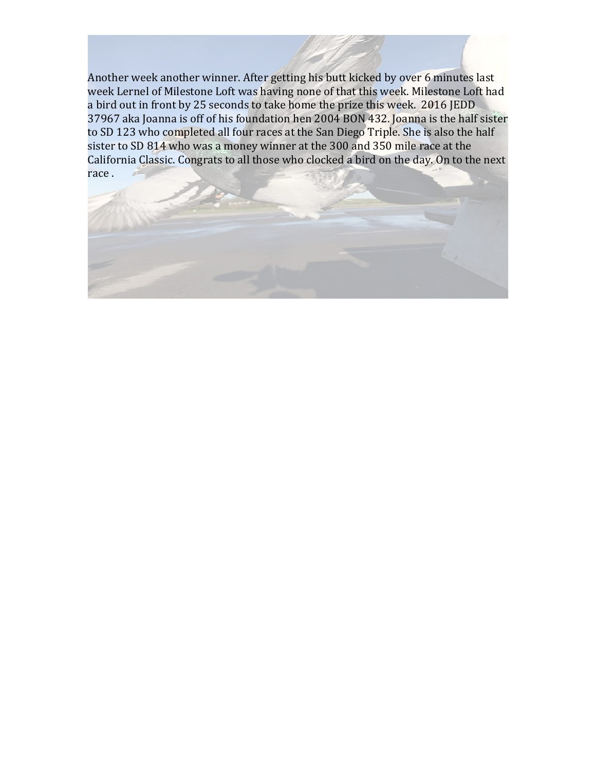Another week another winner. After getting his butt kicked by over 6 minutes last week Lernel of Milestone Loft was having none of that this week. Milestone Loft had a bird out in front by 25 seconds to take home the prize this week. 2016 JEDD 37967 aka Joanna is off of his foundation hen 2004 BON 432. Joanna is the half sister to SD 123 who completed all four races at the San Diego Triple. She is also the half sister to SD 814 who was a money winner at the 300 and 350 mile race at the California Classic. Congrats to all those who clocked a bird on the day. On to the next race .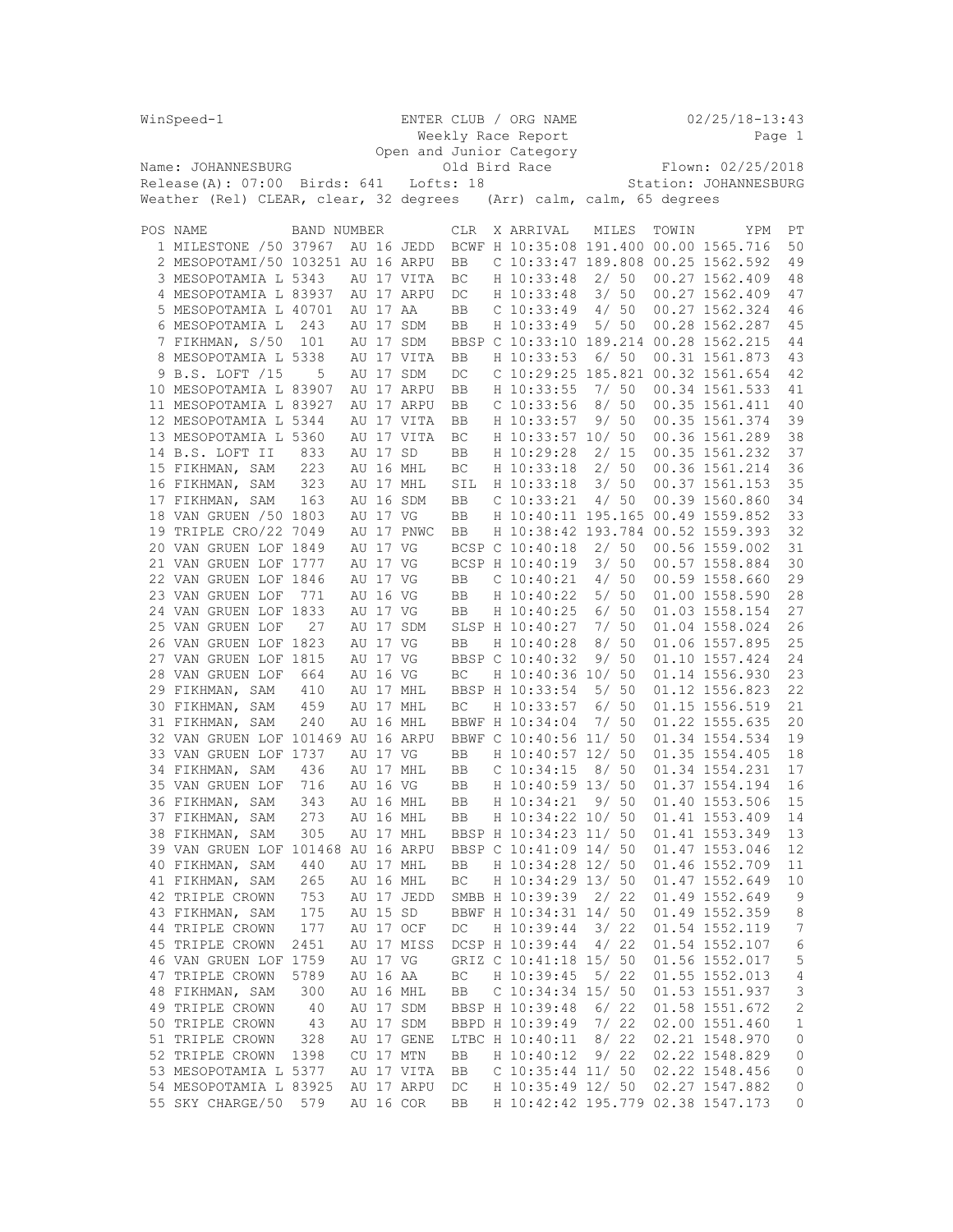WinSpeed-1 ENTER CLUB / ORG NAME 02/25/18-13:43

Weekly Race Report

Open and Junior Category

Old Bird Race

Name: JOHANNESBURG Flown: 02/25/2018

Release(A): 07:00 Birds: 641 Lofts: 18 Station: JOHANNESBURG

Weather (Rel) CLEAR, clear, 32 degrees (Arr) calm, calm, 65 degrees

| POS | NAME | BAND NUMBER | CLR | X | ARRIVAL | MILES | TOWIN | YPM | PT |
|---|---|---|---|---|---|---|---|---|---|
| 1 | MILESTONE /50 | 37967 AU 16 JEDD | BCWF | H | 10:35:08 | 191.400 | 00.00 | 1565.716 | 50 |
| 2 | MESOPOTAMI/50 | 103251 AU 16 ARPU | BB | C | 10:33:47 | 189.808 | 00.25 | 1562.592 | 49 |
| 3 | MESOPOTAMIA L | 5343 AU 17 VITA | BC | H | 10:33:48 | 2/ 50 | 00.27 | 1562.409 | 48 |
| 4 | MESOPOTAMIA L | 83937 AU 17 ARPU | DC | H | 10:33:48 | 3/ 50 | 00.27 | 1562.409 | 47 |
| 5 | MESOPOTAMIA L | 40701 AU 17 AA | BB | C | 10:33:49 | 4/ 50 | 00.27 | 1562.324 | 46 |
| 6 | MESOPOTAMIA L | 243 AU 17 SDM | BB | H | 10:33:49 | 5/ 50 | 00.28 | 1562.287 | 45 |
| 7 | FIKHMAN, S/50 | 101 AU 17 SDM | BBSP | C | 10:33:10 | 189.214 | 00.28 | 1562.215 | 44 |
| 8 | MESOPOTAMIA L | 5338 AU 17 VITA | BB | H | 10:33:53 | 6/ 50 | 00.31 | 1561.873 | 43 |
| 9 | B.S. LOFT /15 | 5 AU 17 SDM | DC | C | 10:29:25 | 185.821 | 00.32 | 1561.654 | 42 |
| 10 | MESOPOTAMIA L | 83907 AU 17 ARPU | BB | H | 10:33:55 | 7/ 50 | 00.34 | 1561.533 | 41 |
| 11 | MESOPOTAMIA L | 83927 AU 17 ARPU | BB | C | 10:33:56 | 8/ 50 | 00.35 | 1561.411 | 40 |
| 12 | MESOPOTAMIA L | 5344 AU 17 VITA | BB | H | 10:33:57 | 9/ 50 | 00.35 | 1561.374 | 39 |
| 13 | MESOPOTAMIA L | 5360 AU 17 VITA | BC | H | 10:33:57 | 10/ 50 | 00.36 | 1561.289 | 38 |
| 14 | B.S. LOFT II | 833 AU 17 SD | BB | H | 10:29:28 | 2/ 15 | 00.35 | 1561.232 | 37 |
| 15 | FIKHMAN, SAM | 223 AU 16 MHL | BC | H | 10:33:18 | 2/ 50 | 00.36 | 1561.214 | 36 |
| 16 | FIKHMAN, SAM | 323 AU 17 MHL | SIL | H | 10:33:18 | 3/ 50 | 00.37 | 1561.153 | 35 |
| 17 | FIKHMAN, SAM | 163 AU 16 SDM | BB | C | 10:33:21 | 4/ 50 | 00.39 | 1560.860 | 34 |
| 18 | VAN GRUEN /50 | 1803 AU 17 VG | BB | H | 10:40:11 | 195.165 | 00.49 | 1559.852 | 33 |
| 19 | TRIPLE CRO/22 | 7049 AU 17 PNWC | BB | H | 10:38:42 | 193.784 | 00.52 | 1559.393 | 32 |
| 20 | VAN GRUEN LOF | 1849 AU 17 VG | BCSP | C | 10:40:18 | 2/ 50 | 00.56 | 1559.002 | 31 |
| 21 | VAN GRUEN LOF | 1777 AU 17 VG | BCSP | H | 10:40:19 | 3/ 50 | 00.57 | 1558.884 | 30 |
| 22 | VAN GRUEN LOF | 1846 AU 17 VG | BB | C | 10:40:21 | 4/ 50 | 00.59 | 1558.660 | 29 |
| 23 | VAN GRUEN LOF | 771 AU 16 VG | BB | H | 10:40:22 | 5/ 50 | 01.00 | 1558.590 | 28 |
| 24 | VAN GRUEN LOF | 1833 AU 17 VG | BB | H | 10:40:25 | 6/ 50 | 01.03 | 1558.154 | 27 |
| 25 | VAN GRUEN LOF | 27 AU 17 SDM | SLSP | H | 10:40:27 | 7/ 50 | 01.04 | 1558.024 | 26 |
| 26 | VAN GRUEN LOF | 1823 AU 17 VG | BB | H | 10:40:28 | 8/ 50 | 01.06 | 1557.895 | 25 |
| 27 | VAN GRUEN LOF | 1815 AU 17 VG | BBSP | C | 10:40:32 | 9/ 50 | 01.10 | 1557.424 | 24 |
| 28 | VAN GRUEN LOF | 664 AU 16 VG | BC | H | 10:40:36 | 10/ 50 | 01.14 | 1556.930 | 23 |
| 29 | FIKHMAN, SAM | 410 AU 17 MHL | BBSP | H | 10:33:54 | 5/ 50 | 01.12 | 1556.823 | 22 |
| 30 | FIKHMAN, SAM | 459 AU 17 MHL | BC | H | 10:33:57 | 6/ 50 | 01.15 | 1556.519 | 21 |
| 31 | FIKHMAN, SAM | 240 AU 16 MHL | BBWF | H | 10:34:04 | 7/ 50 | 01.22 | 1555.635 | 20 |
| 32 | VAN GRUEN LOF | 101469 AU 16 ARPU | BBWF | C | 10:40:56 | 11/ 50 | 01.34 | 1554.534 | 19 |
| 33 | VAN GRUEN LOF | 1737 AU 17 VG | BB | H | 10:40:57 | 12/ 50 | 01.35 | 1554.405 | 18 |
| 34 | FIKHMAN, SAM | 436 AU 17 MHL | BB | C | 10:34:15 | 8/ 50 | 01.34 | 1554.231 | 17 |
| 35 | VAN GRUEN LOF | 716 AU 16 VG | BB | H | 10:40:59 | 13/ 50 | 01.37 | 1554.194 | 16 |
| 36 | FIKHMAN, SAM | 343 AU 16 MHL | BB | H | 10:34:21 | 9/ 50 | 01.40 | 1553.506 | 15 |
| 37 | FIKHMAN, SAM | 273 AU 16 MHL | BB | H | 10:34:22 | 10/ 50 | 01.41 | 1553.409 | 14 |
| 38 | FIKHMAN, SAM | 305 AU 17 MHL | BBSP | H | 10:34:23 | 11/ 50 | 01.41 | 1553.349 | 13 |
| 39 | VAN GRUEN LOF | 101468 AU 16 ARPU | BBSP | C | 10:41:09 | 14/ 50 | 01.47 | 1553.046 | 12 |
| 40 | FIKHMAN, SAM | 440 AU 17 MHL | BB | H | 10:34:28 | 12/ 50 | 01.46 | 1552.709 | 11 |
| 41 | FIKHMAN, SAM | 265 AU 16 MHL | BC | H | 10:34:29 | 13/ 50 | 01.47 | 1552.649 | 10 |
| 42 | TRIPLE CROWN | 753 AU 17 JEDD | SMBB | H | 10:39:39 | 2/ 22 | 01.49 | 1552.649 | 9 |
| 43 | FIKHMAN, SAM | 175 AU 15 SD | BBWF | H | 10:34:31 | 14/ 50 | 01.49 | 1552.359 | 8 |
| 44 | TRIPLE CROWN | 177 AU 17 OCF | DC | H | 10:39:44 | 3/ 22 | 01.54 | 1552.119 | 7 |
| 45 | TRIPLE CROWN | 2451 AU 17 MISS | DCSP | H | 10:39:44 | 4/ 22 | 01.54 | 1552.107 | 6 |
| 46 | VAN GRUEN LOF | 1759 AU 17 VG | GRIZ | C | 10:41:18 | 15/ 50 | 01.56 | 1552.017 | 5 |
| 47 | TRIPLE CROWN | 5789 AU 16 AA | BC | H | 10:39:45 | 5/ 22 | 01.55 | 1552.013 | 4 |
| 48 | FIKHMAN, SAM | 300 AU 16 MHL | BB | C | 10:34:34 | 15/ 50 | 01.53 | 1551.937 | 3 |
| 49 | TRIPLE CROWN | 40 AU 17 SDM | BBSP | H | 10:39:48 | 6/ 22 | 01.58 | 1551.672 | 2 |
| 50 | TRIPLE CROWN | 43 AU 17 SDM | BBPD | H | 10:39:49 | 7/ 22 | 02.00 | 1551.460 | 1 |
| 51 | TRIPLE CROWN | 328 AU 17 GENE | LTBC | H | 10:40:11 | 8/ 22 | 02.21 | 1548.970 | 0 |
| 52 | TRIPLE CROWN | 1398 CU 17 MTN | BB | H | 10:40:12 | 9/ 22 | 02.22 | 1548.829 | 0 |
| 53 | MESOPOTAMIA L | 5377 AU 17 VITA | BB | C | 10:35:44 | 11/ 50 | 02.22 | 1548.456 | 0 |
| 54 | MESOPOTAMIA L | 83925 AU 17 ARPU | DC | H | 10:35:49 | 12/ 50 | 02.27 | 1547.882 | 0 |
| 55 | SKY CHARGE/50 | 579 AU 16 COR | BB | H | 10:42:42 | 195.779 | 02.38 | 1547.173 | 0 |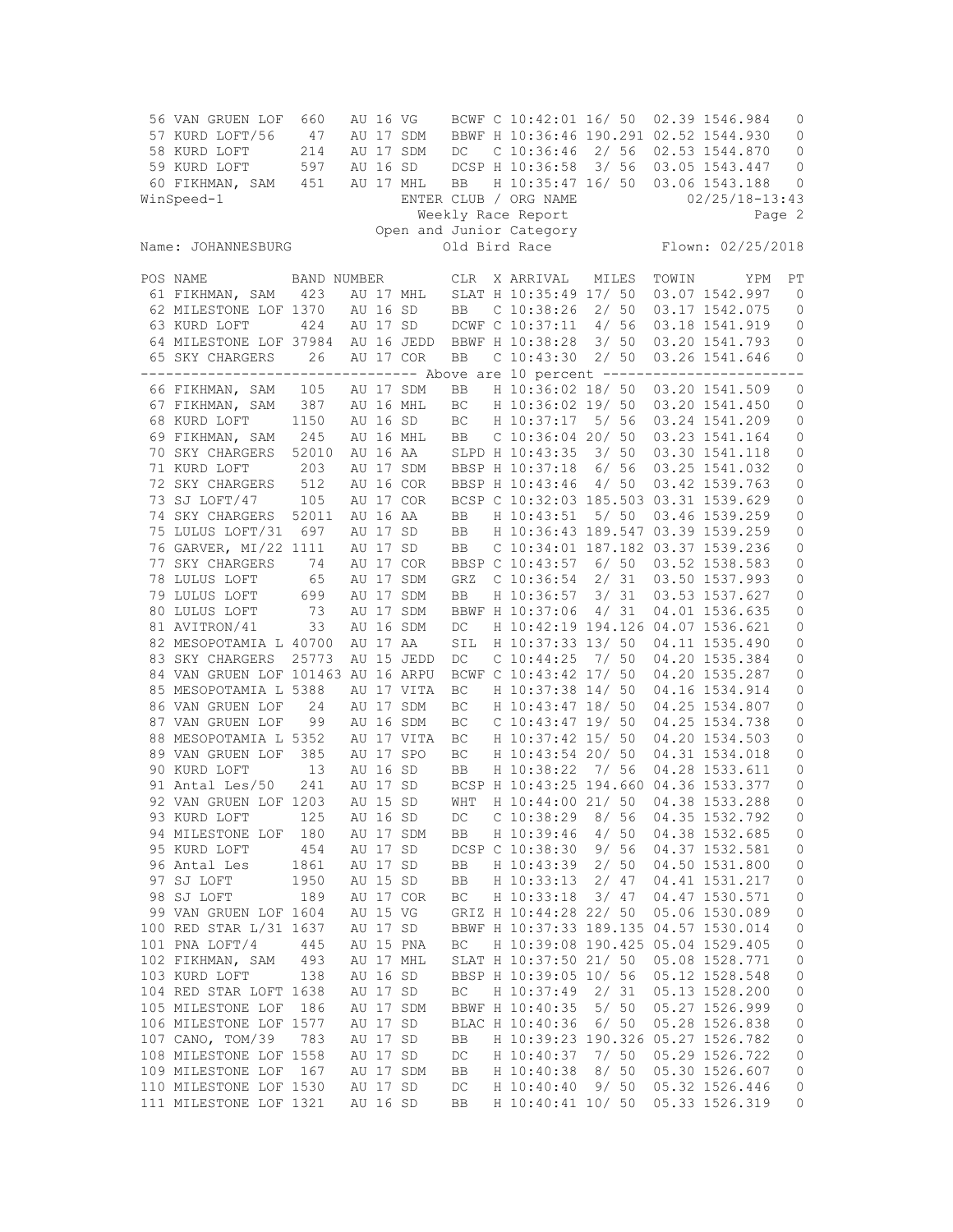| POS | NAME | BAND NUMBER | CLR | X | ARRIVAL | MILES | TOWIN | YPM | PT |
|---|---|---|---|---|---|---|---|---|---|
| 56 | VAN GRUEN LOF | 660 AU 16 VG | BCWF | C | 10:42:01 | 16/ 50 | 02.39 | 1546.984 | 0 |
| 57 | KURD LOFT/56 | 47 AU 17 SDM | BBWF | H | 10:36:46 | 190.291 | 02.52 | 1544.930 | 0 |
| 58 | KURD LOFT | 214 AU 17 SDM | DC | C | 10:36:46 | 2/ 56 | 02.53 | 1544.870 | 0 |
| 59 | KURD LOFT | 597 AU 16 SD | DCSP | H | 10:36:58 | 3/ 56 | 03.05 | 1543.447 | 0 |
| 60 | FIKHMAN, SAM | 451 AU 17 MHL | BB | H | 10:35:47 | 16/ 50 | 03.06 | 1543.188 | 0 |

WinSpeed-1 ENTER CLUB / ORG NAME 02/25/18-13:43

Weekly Race Report

Open and Junior Category

Name: JOHANNESBURG Old Bird Race Flown: 02/25/2018

| POS | NAME | BAND NUMBER | CLR | X | ARRIVAL | MILES | TOWIN | YPM | PT |
|---|---|---|---|---|---|---|---|---|---|
| 61 | FIKHMAN, SAM | 423 AU 17 MHL | SLAT | H | 10:35:49 | 17/ 50 | 03.07 | 1542.997 | 0 |
| 62 | MILESTONE LOF | 1370 AU 16 SD | BB | C | 10:38:26 | 2/ 50 | 03.17 | 1542.075 | 0 |
| 63 | KURD LOFT | 424 AU 17 SD | DCWF | C | 10:37:11 | 4/ 56 | 03.18 | 1541.919 | 0 |
| 64 | MILESTONE LOF | 37984 AU 16 JEDD | BBWF | H | 10:38:28 | 3/ 50 | 03.20 | 1541.793 | 0 |
| 65 | SKY CHARGERS | 26 AU 17 COR | BB | C | 10:43:30 | 2/ 50 | 03.26 | 1541.646 | 0 |
| | ------------------ Above are 10 percent ------------------ | | | | | | | | |
| 66 | FIKHMAN, SAM | 105 AU 17 SDM | BB | H | 10:36:02 | 18/ 50 | 03.20 | 1541.509 | 0 |
| 67 | FIKHMAN, SAM | 387 AU 16 MHL | BC | H | 10:36:02 | 19/ 50 | 03.20 | 1541.450 | 0 |
| 68 | KURD LOFT | 1150 AU 16 SD | BC | H | 10:37:17 | 5/ 56 | 03.24 | 1541.209 | 0 |
| 69 | FIKHMAN, SAM | 245 AU 16 MHL | BB | C | 10:36:04 | 20/ 50 | 03.23 | 1541.164 | 0 |
| 70 | SKY CHARGERS | 52010 AU 16 AA | SLPD | H | 10:43:35 | 3/ 50 | 03.30 | 1541.118 | 0 |
| 71 | KURD LOFT | 203 AU 17 SDM | BBSP | H | 10:37:18 | 6/ 56 | 03.25 | 1541.032 | 0 |
| 72 | SKY CHARGERS | 512 AU 16 COR | BBSP | H | 10:43:46 | 4/ 50 | 03.42 | 1539.763 | 0 |
| 73 | SJ LOFT/47 | 105 AU 17 COR | BCSP | C | 10:32:03 | 185.503 | 03.31 | 1539.629 | 0 |
| 74 | SKY CHARGERS | 52011 AU 16 AA | BB | H | 10:43:51 | 5/ 50 | 03.46 | 1539.259 | 0 |
| 75 | LULUS LOFT/31 | 697 AU 17 SD | BB | H | 10:36:43 | 189.547 | 03.39 | 1539.259 | 0 |
| 76 | GARVER, MI/22 | 1111 AU 17 SD | BB | C | 10:34:01 | 187.182 | 03.37 | 1539.236 | 0 |
| 77 | SKY CHARGERS | 74 AU 17 COR | BBSP | C | 10:43:57 | 6/ 50 | 03.52 | 1538.583 | 0 |
| 78 | LULUS LOFT | 65 AU 17 SDM | GRZ | C | 10:36:54 | 2/ 31 | 03.50 | 1537.993 | 0 |
| 79 | LULUS LOFT | 699 AU 17 SDM | BB | H | 10:36:57 | 3/ 31 | 03.53 | 1537.627 | 0 |
| 80 | LULUS LOFT | 73 AU 17 SDM | BBWF | H | 10:37:06 | 4/ 31 | 04.01 | 1536.635 | 0 |
| 81 | AVITRON/41 | 33 AU 16 SDM | DC | H | 10:42:19 | 194.126 | 04.07 | 1536.621 | 0 |
| 82 | MESOPOTAMIA L | 40700 AU 17 AA | SIL | H | 10:37:33 | 13/ 50 | 04.11 | 1535.490 | 0 |
| 83 | SKY CHARGERS | 25773 AU 15 JEDD | DC | C | 10:44:25 | 7/ 50 | 04.20 | 1535.384 | 0 |
| 84 | VAN GRUEN LOF | 101463 AU 16 ARPU | BCWF | C | 10:43:42 | 17/ 50 | 04.20 | 1535.287 | 0 |
| 85 | MESOPOTAMIA L | 5388 AU 17 VITA | BC | H | 10:37:38 | 14/ 50 | 04.16 | 1534.914 | 0 |
| 86 | VAN GRUEN LOF | 24 AU 17 SDM | BC | H | 10:43:47 | 18/ 50 | 04.25 | 1534.807 | 0 |
| 87 | VAN GRUEN LOF | 99 AU 16 SDM | BC | C | 10:43:47 | 19/ 50 | 04.25 | 1534.738 | 0 |
| 88 | MESOPOTAMIA L | 5352 AU 17 VITA | BC | H | 10:37:42 | 15/ 50 | 04.20 | 1534.503 | 0 |
| 89 | VAN GRUEN LOF | 385 AU 17 SPO | BC | H | 10:43:54 | 20/ 50 | 04.31 | 1534.018 | 0 |
| 90 | KURD LOFT | 13 AU 16 SD | BB | H | 10:38:22 | 7/ 56 | 04.28 | 1533.611 | 0 |
| 91 | Antal Les/50 | 241 AU 17 SD | BCSP | H | 10:43:25 | 194.660 | 04.36 | 1533.377 | 0 |
| 92 | VAN GRUEN LOF | 1203 AU 15 SD | WHT | H | 10:44:00 | 21/ 50 | 04.38 | 1533.288 | 0 |
| 93 | KURD LOFT | 125 AU 16 SD | DC | C | 10:38:29 | 8/ 56 | 04.35 | 1532.792 | 0 |
| 94 | MILESTONE LOF | 180 AU 17 SDM | BB | H | 10:39:46 | 4/ 50 | 04.38 | 1532.685 | 0 |
| 95 | KURD LOFT | 454 AU 17 SD | DCSP | C | 10:38:30 | 9/ 56 | 04.37 | 1532.581 | 0 |
| 96 | Antal Les | 1861 AU 17 SD | BB | H | 10:43:39 | 2/ 50 | 04.50 | 1531.800 | 0 |
| 97 | SJ LOFT | 1950 AU 15 SD | BB | H | 10:33:13 | 2/ 47 | 04.41 | 1531.217 | 0 |
| 98 | SJ LOFT | 189 AU 17 COR | BC | H | 10:33:18 | 3/ 47 | 04.47 | 1530.571 | 0 |
| 99 | VAN GRUEN LOF | 1604 AU 15 VG | GRIZ | H | 10:44:28 | 22/ 50 | 05.06 | 1530.089 | 0 |
| 100 | RED STAR L/31 | 1637 AU 17 SD | BBWF | H | 10:37:33 | 189.135 | 04.57 | 1530.014 | 0 |
| 101 | PNA LOFT/4 | 445 AU 15 PNA | BC | H | 10:39:08 | 190.425 | 05.04 | 1529.405 | 0 |
| 102 | FIKHMAN, SAM | 493 AU 17 MHL | SLAT | H | 10:37:50 | 21/ 50 | 05.08 | 1528.771 | 0 |
| 103 | KURD LOFT | 138 AU 16 SD | BBSP | H | 10:39:05 | 10/ 56 | 05.12 | 1528.548 | 0 |
| 104 | RED STAR LOFT | 1638 AU 17 SD | BC | H | 10:37:49 | 2/ 31 | 05.13 | 1528.200 | 0 |
| 105 | MILESTONE LOF | 186 AU 17 SDM | BBWF | H | 10:40:35 | 5/ 50 | 05.27 | 1526.999 | 0 |
| 106 | MILESTONE LOF | 1577 AU 17 SD | BLAC | H | 10:40:36 | 6/ 50 | 05.28 | 1526.838 | 0 |
| 107 | CANO, TOM/39 | 783 AU 17 SD | BB | H | 10:39:23 | 190.326 | 05.27 | 1526.782 | 0 |
| 108 | MILESTONE LOF | 1558 AU 17 SD | DC | H | 10:40:37 | 7/ 50 | 05.29 | 1526.722 | 0 |
| 109 | MILESTONE LOF | 167 AU 17 SDM | BB | H | 10:40:38 | 8/ 50 | 05.30 | 1526.607 | 0 |
| 110 | MILESTONE LOF | 1530 AU 17 SD | DC | H | 10:40:40 | 9/ 50 | 05.32 | 1526.446 | 0 |
| 111 | MILESTONE LOF | 1321 AU 16 SD | BB | H | 10:40:41 | 10/ 50 | 05.33 | 1526.319 | 0 |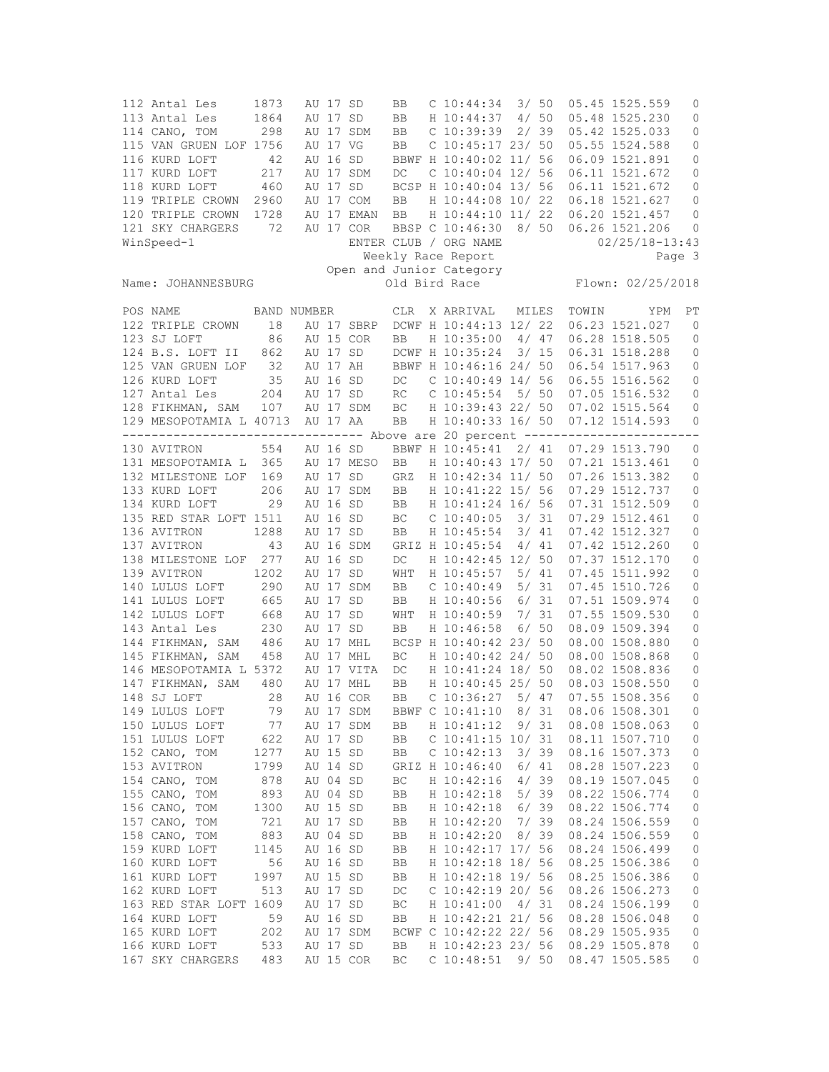| POS | NAME | BAND NUMBER | | | CLR | X | ARRIVAL | MILES | TOWIN | YPM | PT |
|---|---|---|---|---|---|---|---|---|---|---|---|
| 112 | Antal Les | 1873 | AU 17 | SD | BB | C | 10:44:34 | 3/ 50 | 05.45 | 1525.559 | 0 |
| 113 | Antal Les | 1864 | AU 17 | SD | BB | H | 10:44:37 | 4/ 50 | 05.48 | 1525.230 | 0 |
| 114 | CANO, TOM | 298 | AU 17 | SDM | BB | C | 10:39:39 | 2/ 39 | 05.42 | 1525.033 | 0 |
| 115 | VAN GRUEN LOF | 1756 | AU 17 | VG | BB | C | 10:45:17 | 23/ 50 | 05.55 | 1524.588 | 0 |
| 116 | KURD LOFT | 42 | AU 16 | SD | BBWF | H | 10:40:02 | 11/ 56 | 06.09 | 1521.891 | 0 |
| 117 | KURD LOFT | 217 | AU 17 | SDM | DC | C | 10:40:04 | 12/ 56 | 06.11 | 1521.672 | 0 |
| 118 | KURD LOFT | 460 | AU 17 | SD | BCSP | H | 10:40:04 | 13/ 56 | 06.11 | 1521.672 | 0 |
| 119 | TRIPLE CROWN | 2960 | AU 17 | COM | BB | H | 10:44:08 | 10/ 22 | 06.18 | 1521.627 | 0 |
| 120 | TRIPLE CROWN | 1728 | AU 17 | EMAN | BB | H | 10:44:10 | 11/ 22 | 06.20 | 1521.457 | 0 |
| 121 | SKY CHARGERS | 72 | AU 17 | COR | BBSP | C | 10:46:30 | 8/ 50 | 06.26 | 1521.206 | 0 |

WinSpeed-1 ENTER CLUB / ORG NAME 02/25/18-13:43

Weekly Race Report

Open and Junior Category

Name: JOHANNESBURG Old Bird Race Flown: 02/25/2018

| POS | NAME | BAND NUMBER | | | CLR | X | ARRIVAL | MILES | TOWIN | YPM | PT |
|---|---|---|---|---|---|---|---|---|---|---|---|
| 122 | TRIPLE CROWN | 18 | AU 17 | SBRP | DCWF | H | 10:44:13 | 12/ 22 | 06.23 | 1521.027 | 0 |
| 123 | SJ LOFT | 86 | AU 15 | COR | BB | H | 10:35:00 | 4/ 47 | 06.28 | 1518.505 | 0 |
| 124 | B.S. LOFT II | 862 | AU 17 | SD | DCWF | H | 10:35:24 | 3/ 15 | 06.31 | 1518.288 | 0 |
| 125 | VAN GRUEN LOF | 32 | AU 17 | AH | BBWF | H | 10:46:16 | 24/ 50 | 06.54 | 1517.963 | 0 |
| 126 | KURD LOFT | 35 | AU 16 | SD | DC | C | 10:40:49 | 14/ 56 | 06.55 | 1516.562 | 0 |
| 127 | Antal Les | 204 | AU 17 | SD | RC | C | 10:45:54 | 5/ 50 | 07.05 | 1516.532 | 0 |
| 128 | FIKHMAN, SAM | 107 | AU 17 | SDM | BC | H | 10:39:43 | 22/ 50 | 07.02 | 1515.564 | 0 |
| 129 | MESOPOTAMIA L | 40713 | AU 17 | AA | BB | H | 10:40:33 | 16/ 50 | 07.12 | 1514.593 | 0 |
| | ---------- Above are 20 percent ---------- | | | | | | | | | | |
| 130 | AVITRON | 554 | AU 16 | SD | BBWF | H | 10:45:41 | 2/ 41 | 07.29 | 1513.790 | 0 |
| 131 | MESOPOTAMIA L | 365 | AU 17 | MESO | BB | H | 10:40:43 | 17/ 50 | 07.21 | 1513.461 | 0 |
| 132 | MILESTONE LOF | 169 | AU 17 | SD | GRZ | H | 10:42:34 | 11/ 50 | 07.26 | 1513.382 | 0 |
| 133 | KURD LOFT | 206 | AU 17 | SDM | BB | H | 10:41:22 | 15/ 56 | 07.29 | 1512.737 | 0 |
| 134 | KURD LOFT | 29 | AU 16 | SD | BB | H | 10:41:24 | 16/ 56 | 07.31 | 1512.509 | 0 |
| 135 | RED STAR LOFT | 1511 | AU 16 | SD | BC | C | 10:40:05 | 3/ 31 | 07.29 | 1512.461 | 0 |
| 136 | AVITRON | 1288 | AU 17 | SD | BB | H | 10:45:54 | 3/ 41 | 07.42 | 1512.327 | 0 |
| 137 | AVITRON | 43 | AU 16 | SDM | GRIZ | H | 10:45:54 | 4/ 41 | 07.42 | 1512.260 | 0 |
| 138 | MILESTONE LOF | 277 | AU 16 | SD | DC | H | 10:42:45 | 12/ 50 | 07.37 | 1512.170 | 0 |
| 139 | AVITRON | 1202 | AU 17 | SD | WHT | H | 10:45:57 | 5/ 41 | 07.45 | 1511.992 | 0 |
| 140 | LULUS LOFT | 290 | AU 17 | SDM | BB | C | 10:40:49 | 5/ 31 | 07.45 | 1510.726 | 0 |
| 141 | LULUS LOFT | 665 | AU 17 | SD | BB | H | 10:40:56 | 6/ 31 | 07.51 | 1509.974 | 0 |
| 142 | LULUS LOFT | 668 | AU 17 | SD | WHT | H | 10:40:59 | 7/ 31 | 07.55 | 1509.530 | 0 |
| 143 | Antal Les | 230 | AU 17 | SD | BB | H | 10:46:58 | 6/ 50 | 08.09 | 1509.394 | 0 |
| 144 | FIKHMAN, SAM | 486 | AU 17 | MHL | BCSP | H | 10:40:42 | 23/ 50 | 08.00 | 1508.880 | 0 |
| 145 | FIKHMAN, SAM | 458 | AU 17 | MHL | BC | H | 10:40:42 | 24/ 50 | 08.00 | 1508.868 | 0 |
| 146 | MESOPOTAMIA L | 5372 | AU 17 | VITA | DC | H | 10:41:24 | 18/ 50 | 08.02 | 1508.836 | 0 |
| 147 | FIKHMAN, SAM | 480 | AU 17 | MHL | BB | H | 10:40:45 | 25/ 50 | 08.03 | 1508.550 | 0 |
| 148 | SJ LOFT | 28 | AU 16 | COR | BB | C | 10:36:27 | 5/ 47 | 07.55 | 1508.356 | 0 |
| 149 | LULUS LOFT | 79 | AU 17 | SDM | BBWF | C | 10:41:10 | 8/ 31 | 08.06 | 1508.301 | 0 |
| 150 | LULUS LOFT | 77 | AU 17 | SDM | BB | H | 10:41:12 | 9/ 31 | 08.08 | 1508.063 | 0 |
| 151 | LULUS LOFT | 622 | AU 17 | SD | BB | C | 10:41:15 | 10/ 31 | 08.11 | 1507.710 | 0 |
| 152 | CANO, TOM | 1277 | AU 15 | SD | BB | C | 10:42:13 | 3/ 39 | 08.16 | 1507.373 | 0 |
| 153 | AVITRON | 1799 | AU 14 | SD | GRIZ | H | 10:46:40 | 6/ 41 | 08.28 | 1507.223 | 0 |
| 154 | CANO, TOM | 878 | AU 04 | SD | BC | H | 10:42:16 | 4/ 39 | 08.19 | 1507.045 | 0 |
| 155 | CANO, TOM | 893 | AU 04 | SD | BB | H | 10:42:18 | 5/ 39 | 08.22 | 1506.774 | 0 |
| 156 | CANO, TOM | 1300 | AU 15 | SD | BB | H | 10:42:18 | 6/ 39 | 08.22 | 1506.774 | 0 |
| 157 | CANO, TOM | 721 | AU 17 | SD | BB | H | 10:42:20 | 7/ 39 | 08.24 | 1506.559 | 0 |
| 158 | CANO, TOM | 883 | AU 04 | SD | BB | H | 10:42:20 | 8/ 39 | 08.24 | 1506.559 | 0 |
| 159 | KURD LOFT | 1145 | AU 16 | SD | BB | H | 10:42:17 | 17/ 56 | 08.24 | 1506.499 | 0 |
| 160 | KURD LOFT | 56 | AU 16 | SD | BB | H | 10:42:18 | 18/ 56 | 08.25 | 1506.386 | 0 |
| 161 | KURD LOFT | 1997 | AU 15 | SD | BB | H | 10:42:18 | 19/ 56 | 08.25 | 1506.386 | 0 |
| 162 | KURD LOFT | 513 | AU 17 | SD | DC | C | 10:42:19 | 20/ 56 | 08.26 | 1506.273 | 0 |
| 163 | RED STAR LOFT | 1609 | AU 17 | SD | BC | H | 10:41:00 | 4/ 31 | 08.24 | 1506.199 | 0 |
| 164 | KURD LOFT | 59 | AU 16 | SD | BB | H | 10:42:21 | 21/ 56 | 08.28 | 1506.048 | 0 |
| 165 | KURD LOFT | 202 | AU 17 | SDM | BCWF | C | 10:42:22 | 22/ 56 | 08.29 | 1505.935 | 0 |
| 166 | KURD LOFT | 533 | AU 17 | SD | BB | H | 10:42:23 | 23/ 56 | 08.29 | 1505.878 | 0 |
| 167 | SKY CHARGERS | 483 | AU 15 | COR | BC | C | 10:48:51 | 9/ 50 | 08.47 | 1505.585 | 0 |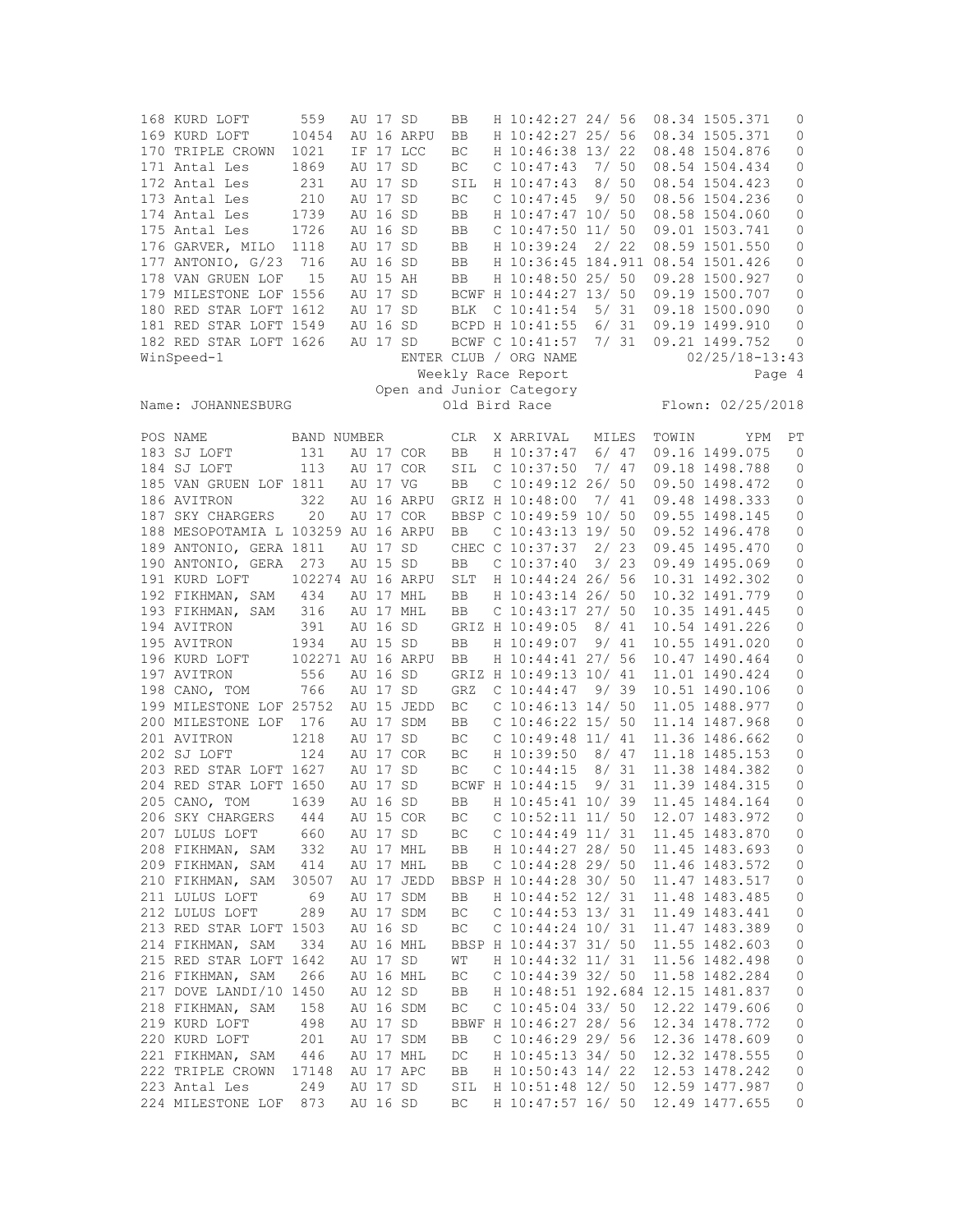| POS | NAME | BAND NUMBER | CLR | X | ARRIVAL | MILES | TOWIN | YPM | PT |
|---|---|---|---|---|---|---|---|---|---|
| 168 | KURD LOFT | 559 AU 17 SD | BB | H | 10:42:27 | 24/ 56 | 08.34 | 1505.371 | 0 |
| 169 | KURD LOFT | 10454 AU 16 ARPU | BB | H | 10:42:27 | 25/ 56 | 08.34 | 1505.371 | 0 |
| 170 | TRIPLE CROWN | 1021 IF 17 LCC | BC | H | 10:46:38 | 13/ 22 | 08.48 | 1504.876 | 0 |
| 171 | Antal Les | 1869 AU 17 SD | BC | C | 10:47:43 | 7/ 50 | 08.54 | 1504.434 | 0 |
| 172 | Antal Les | 231 AU 17 SD | SIL | H | 10:47:43 | 8/ 50 | 08.54 | 1504.423 | 0 |
| 173 | Antal Les | 210 AU 17 SD | BC | C | 10:47:45 | 9/ 50 | 08.56 | 1504.236 | 0 |
| 174 | Antal Les | 1739 AU 16 SD | BB | H | 10:47:47 | 10/ 50 | 08.58 | 1504.060 | 0 |
| 175 | Antal Les | 1726 AU 16 SD | BB | C | 10:47:50 | 11/ 50 | 09.01 | 1503.741 | 0 |
| 176 | GARVER, MILO | 1118 AU 17 SD | BB | H | 10:39:24 | 2/ 22 | 08.59 | 1501.550 | 0 |
| 177 | ANTONIO, G/23 | 716 AU 16 SD | BB | H | 10:36:45 | 184.911 | 08.54 | 1501.426 | 0 |
| 178 | VAN GRUEN LOF | 15 AU 15 AH | BB | H | 10:48:50 | 25/ 50 | 09.28 | 1500.927 | 0 |
| 179 | MILESTONE LOF | 1556 AU 17 SD | BCWF | H | 10:44:27 | 13/ 50 | 09.19 | 1500.707 | 0 |
| 180 | RED STAR LOFT | 1612 AU 17 SD | BLK | C | 10:41:54 | 5/ 31 | 09.18 | 1500.090 | 0 |
| 181 | RED STAR LOFT | 1549 AU 16 SD | BCPD | H | 10:41:55 | 6/ 31 | 09.19 | 1499.910 | 0 |
| 182 | RED STAR LOFT | 1626 AU 17 SD | BCWF | C | 10:41:57 | 7/ 31 | 09.21 | 1499.752 | 0 |

WinSpeed-1 ENTER CLUB / ORG NAME 02/25/18-13:43

Weekly Race Report

Open and Junior Category

Name: JOHANNESBURG Old Bird Race Flown: 02/25/2018

| POS | NAME | BAND NUMBER | CLR | X | ARRIVAL | MILES | TOWIN | YPM | PT |
|---|---|---|---|---|---|---|---|---|---|
| 183 | SJ LOFT | 131 AU 17 COR | BB | H | 10:37:47 | 6/ 47 | 09.16 | 1499.075 | 0 |
| 184 | SJ LOFT | 113 AU 17 COR | SIL | C | 10:37:50 | 7/ 47 | 09.18 | 1498.788 | 0 |
| 185 | VAN GRUEN LOF | 1811 AU 17 VG | BB | C | 10:49:12 | 26/ 50 | 09.50 | 1498.472 | 0 |
| 186 | AVITRON | 322 AU 16 ARPU | GRIZ | H | 10:48:00 | 7/ 41 | 09.48 | 1498.333 | 0 |
| 187 | SKY CHARGERS | 20 AU 17 COR | BBSP | C | 10:49:59 | 10/ 50 | 09.55 | 1498.145 | 0 |
| 188 | MESOPOTAMIA L | 103259 AU 16 ARPU | BB | C | 10:43:13 | 19/ 50 | 09.52 | 1496.478 | 0 |
| 189 | ANTONIO, GERA | 1811 AU 17 SD | CHEC | C | 10:37:37 | 2/ 23 | 09.45 | 1495.470 | 0 |
| 190 | ANTONIO, GERA | 273 AU 15 SD | BB | C | 10:37:40 | 3/ 23 | 09.49 | 1495.069 | 0 |
| 191 | KURD LOFT | 102274 AU 16 ARPU | SLT | H | 10:44:24 | 26/ 56 | 10.31 | 1492.302 | 0 |
| 192 | FIKHMAN, SAM | 434 AU 17 MHL | BB | H | 10:43:14 | 26/ 50 | 10.32 | 1491.779 | 0 |
| 193 | FIKHMAN, SAM | 316 AU 17 MHL | BB | C | 10:43:17 | 27/ 50 | 10.35 | 1491.445 | 0 |
| 194 | AVITRON | 391 AU 16 SD | GRIZ | H | 10:49:05 | 8/ 41 | 10.54 | 1491.226 | 0 |
| 195 | AVITRON | 1934 AU 15 SD | BB | H | 10:49:07 | 9/ 41 | 10.55 | 1491.020 | 0 |
| 196 | KURD LOFT | 102271 AU 16 ARPU | BB | H | 10:44:41 | 27/ 56 | 10.47 | 1490.464 | 0 |
| 197 | AVITRON | 556 AU 16 SD | GRIZ | H | 10:49:13 | 10/ 41 | 11.01 | 1490.424 | 0 |
| 198 | CANO, TOM | 766 AU 17 SD | GRZ | C | 10:44:47 | 9/ 39 | 10.51 | 1490.106 | 0 |
| 199 | MILESTONE LOF | 25752 AU 15 JEDD | BC | C | 10:46:13 | 14/ 50 | 11.05 | 1488.977 | 0 |
| 200 | MILESTONE LOF | 176 AU 17 SDM | BB | C | 10:46:22 | 15/ 50 | 11.14 | 1487.968 | 0 |
| 201 | AVITRON | 1218 AU 17 SD | BC | C | 10:49:48 | 11/ 41 | 11.36 | 1486.662 | 0 |
| 202 | SJ LOFT | 124 AU 17 COR | BC | H | 10:39:50 | 8/ 47 | 11.18 | 1485.153 | 0 |
| 203 | RED STAR LOFT | 1627 AU 17 SD | BC | C | 10:44:15 | 8/ 31 | 11.38 | 1484.382 | 0 |
| 204 | RED STAR LOFT | 1650 AU 17 SD | BCWF | H | 10:44:15 | 9/ 31 | 11.39 | 1484.315 | 0 |
| 205 | CANO, TOM | 1639 AU 16 SD | BB | H | 10:45:41 | 10/ 39 | 11.45 | 1484.164 | 0 |
| 206 | SKY CHARGERS | 444 AU 15 COR | BC | C | 10:52:11 | 11/ 50 | 12.07 | 1483.972 | 0 |
| 207 | LULUS LOFT | 660 AU 17 SD | BC | C | 10:44:49 | 11/ 31 | 11.45 | 1483.870 | 0 |
| 208 | FIKHMAN, SAM | 332 AU 17 MHL | BB | H | 10:44:27 | 28/ 50 | 11.45 | 1483.693 | 0 |
| 209 | FIKHMAN, SAM | 414 AU 17 MHL | BB | C | 10:44:28 | 29/ 50 | 11.46 | 1483.572 | 0 |
| 210 | FIKHMAN, SAM | 30507 AU 17 JEDD | BBSP | H | 10:44:28 | 30/ 50 | 11.47 | 1483.517 | 0 |
| 211 | LULUS LOFT | 69 AU 17 SDM | BB | H | 10:44:52 | 12/ 31 | 11.48 | 1483.485 | 0 |
| 212 | LULUS LOFT | 289 AU 17 SDM | BC | C | 10:44:53 | 13/ 31 | 11.49 | 1483.441 | 0 |
| 213 | RED STAR LOFT | 1503 AU 16 SD | BC | C | 10:44:24 | 10/ 31 | 11.47 | 1483.389 | 0 |
| 214 | FIKHMAN, SAM | 334 AU 16 MHL | BBSP | H | 10:44:37 | 31/ 50 | 11.55 | 1482.603 | 0 |
| 215 | RED STAR LOFT | 1642 AU 17 SD | WT | H | 10:44:32 | 11/ 31 | 11.56 | 1482.498 | 0 |
| 216 | FIKHMAN, SAM | 266 AU 16 MHL | BC | C | 10:44:39 | 32/ 50 | 11.58 | 1482.284 | 0 |
| 217 | DOVE LANDI/10 | 1450 AU 12 SD | BB | H | 10:48:51 | 192.684 | 12.15 | 1481.837 | 0 |
| 218 | FIKHMAN, SAM | 158 AU 16 SDM | BC | C | 10:45:04 | 33/ 50 | 12.22 | 1479.606 | 0 |
| 219 | KURD LOFT | 498 AU 17 SD | BBWF | H | 10:46:27 | 28/ 56 | 12.34 | 1478.772 | 0 |
| 220 | KURD LOFT | 201 AU 17 SDM | BB | C | 10:46:29 | 29/ 56 | 12.36 | 1478.609 | 0 |
| 221 | FIKHMAN, SAM | 446 AU 17 MHL | DC | H | 10:45:13 | 34/ 50 | 12.32 | 1478.555 | 0 |
| 222 | TRIPLE CROWN | 17148 AU 17 APC | BB | H | 10:50:43 | 14/ 22 | 12.53 | 1478.242 | 0 |
| 223 | Antal Les | 249 AU 17 SD | SIL | H | 10:51:48 | 12/ 50 | 12.59 | 1477.987 | 0 |
| 224 | MILESTONE LOF | 873 AU 16 SD | BC | H | 10:47:57 | 16/ 50 | 12.49 | 1477.655 | 0 |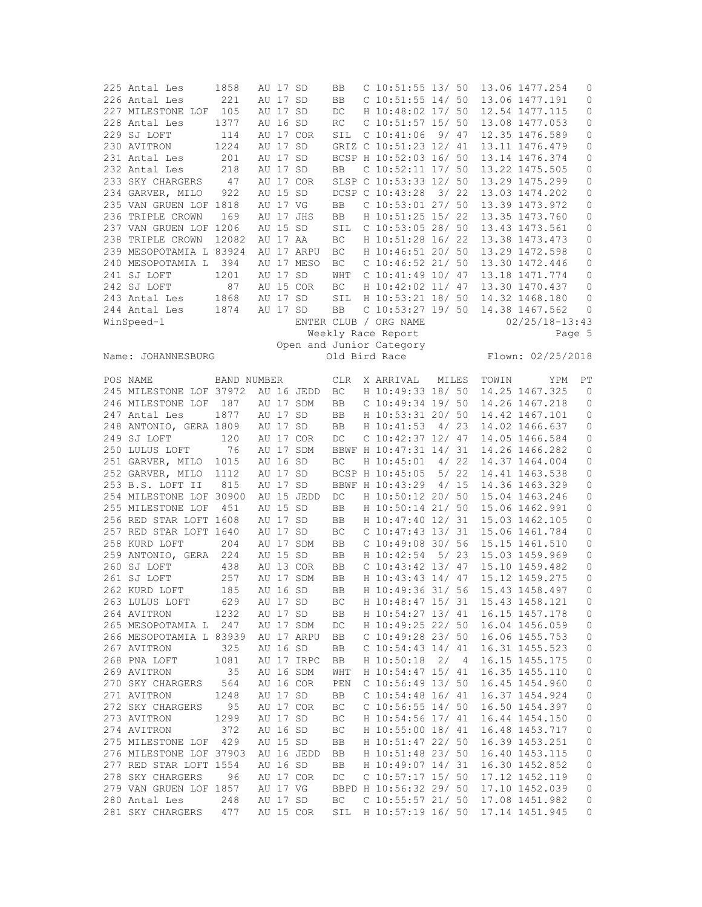| POS | NAME | BAND NUMBER | | | CLR | X | ARRIVAL | MILES | TOWIN | YPM | PT |
|---|---|---|---|---|---|---|---|---|---|---|---|
| 225 | Antal Les | 1858 | AU 17 | SD | BB | C | 10:51:55 | 13/ 50 | 13.06 | 1477.254 | 0 |
| 226 | Antal Les | 221 | AU 17 | SD | BB | C | 10:51:55 | 14/ 50 | 13.06 | 1477.191 | 0 |
| 227 | MILESTONE LOF | 105 | AU 17 | SD | DC | H | 10:48:02 | 17/ 50 | 12.54 | 1477.115 | 0 |
| 228 | Antal Les | 1377 | AU 16 | SD | RC | C | 10:51:57 | 15/ 50 | 13.08 | 1477.053 | 0 |
| 229 | SJ LOFT | 114 | AU 17 | COR | SIL | C | 10:41:06 | 9/ 47 | 12.35 | 1476.589 | 0 |
| 230 | AVITRON | 1224 | AU 17 | SD | GRIZ | C | 10:51:23 | 12/ 41 | 13.11 | 1476.479 | 0 |
| 231 | Antal Les | 201 | AU 17 | SD | BCSP | H | 10:52:03 | 16/ 50 | 13.14 | 1476.374 | 0 |
| 232 | Antal Les | 218 | AU 17 | SD | BB | C | 10:52:11 | 17/ 50 | 13.22 | 1475.505 | 0 |
| 233 | SKY CHARGERS | 47 | AU 17 | COR | SLSP | C | 10:53:33 | 12/ 50 | 13.29 | 1475.299 | 0 |
| 234 | GARVER, MILO | 922 | AU 15 | SD | DCSP | C | 10:43:28 | 3/ 22 | 13.03 | 1474.202 | 0 |
| 235 | VAN GRUEN LOF | 1818 | AU 17 | VG | BB | C | 10:53:01 | 27/ 50 | 13.39 | 1473.972 | 0 |
| 236 | TRIPLE CROWN | 169 | AU 17 | JHS | BB | H | 10:51:25 | 15/ 22 | 13.35 | 1473.760 | 0 |
| 237 | VAN GRUEN LOF | 1206 | AU 15 | SD | SIL | C | 10:53:05 | 28/ 50 | 13.43 | 1473.561 | 0 |
| 238 | TRIPLE CROWN | 12082 | AU 17 | AA | BC | H | 10:51:28 | 16/ 22 | 13.38 | 1473.473 | 0 |
| 239 | MESOPOTAMIA L | 83924 | AU 17 | ARPU | BC | H | 10:46:51 | 20/ 50 | 13.29 | 1472.598 | 0 |
| 240 | MESOPOTAMIA L | 394 | AU 17 | MESO | BC | C | 10:46:52 | 21/ 50 | 13.30 | 1472.446 | 0 |
| 241 | SJ LOFT | 1201 | AU 17 | SD | WHT | C | 10:41:49 | 10/ 47 | 13.18 | 1471.774 | 0 |
| 242 | SJ LOFT | 87 | AU 15 | COR | BC | H | 10:42:02 | 11/ 47 | 13.30 | 1470.437 | 0 |
| 243 | Antal Les | 1868 | AU 17 | SD | SIL | H | 10:53:21 | 18/ 50 | 14.32 | 1468.180 | 0 |
| 244 | Antal Les | 1874 | AU 17 | SD | BB | C | 10:53:27 | 19/ 50 | 14.38 | 1467.562 | 0 |

WinSpeed-1 — ENTER CLUB / ORG NAME — 02/25/18-13:43

Weekly Race Report — Page 5

Open and Junior Category

Name: JOHANNESBURG — Old Bird Race — Flown: 02/25/2018

| POS | NAME | BAND NUMBER | | | CLR | X | ARRIVAL | MILES | TOWIN | YPM | PT |
|---|---|---|---|---|---|---|---|---|---|---|---|
| 245 | MILESTONE LOF | 37972 | AU 16 | JEDD | BC | H | 10:49:33 | 18/ 50 | 14.25 | 1467.325 | 0 |
| 246 | MILESTONE LOF | 187 | AU 17 | SDM | BB | C | 10:49:34 | 19/ 50 | 14.26 | 1467.218 | 0 |
| 247 | Antal Les | 1877 | AU 17 | SD | BB | H | 10:53:31 | 20/ 50 | 14.42 | 1467.101 | 0 |
| 248 | ANTONIO, GERA | 1809 | AU 17 | SD | BB | H | 10:41:53 | 4/ 23 | 14.02 | 1466.637 | 0 |
| 249 | SJ LOFT | 120 | AU 17 | COR | DC | C | 10:42:37 | 12/ 47 | 14.05 | 1466.584 | 0 |
| 250 | LULUS LOFT | 76 | AU 17 | SDM | BBWF | H | 10:47:31 | 14/ 31 | 14.26 | 1466.282 | 0 |
| 251 | GARVER, MILO | 1015 | AU 16 | SD | BC | H | 10:45:01 | 4/ 22 | 14.37 | 1464.004 | 0 |
| 252 | GARVER, MILO | 1112 | AU 17 | SD | BCSP | H | 10:45:05 | 5/ 22 | 14.41 | 1463.538 | 0 |
| 253 | B.S. LOFT II | 815 | AU 17 | SD | BBWF | H | 10:43:29 | 4/ 15 | 14.36 | 1463.329 | 0 |
| 254 | MILESTONE LOF | 30900 | AU 15 | JEDD | DC | H | 10:50:12 | 20/ 50 | 15.04 | 1463.246 | 0 |
| 255 | MILESTONE LOF | 451 | AU 15 | SD | BB | H | 10:50:14 | 21/ 50 | 15.06 | 1462.991 | 0 |
| 256 | RED STAR LOFT | 1608 | AU 17 | SD | BB | H | 10:47:40 | 12/ 31 | 15.03 | 1462.105 | 0 |
| 257 | RED STAR LOFT | 1640 | AU 17 | SD | BC | C | 10:47:43 | 13/ 31 | 15.06 | 1461.784 | 0 |
| 258 | KURD LOFT | 204 | AU 17 | SDM | BB | C | 10:49:08 | 30/ 56 | 15.15 | 1461.510 | 0 |
| 259 | ANTONIO, GERA | 224 | AU 15 | SD | BB | H | 10:42:54 | 5/ 23 | 15.03 | 1459.969 | 0 |
| 260 | SJ LOFT | 438 | AU 13 | COR | BB | C | 10:43:42 | 13/ 47 | 15.10 | 1459.482 | 0 |
| 261 | SJ LOFT | 257 | AU 17 | SDM | BB | H | 10:43:43 | 14/ 47 | 15.12 | 1459.275 | 0 |
| 262 | KURD LOFT | 185 | AU 16 | SD | BB | H | 10:49:36 | 31/ 56 | 15.43 | 1458.497 | 0 |
| 263 | LULUS LOFT | 629 | AU 17 | SD | BC | H | 10:48:47 | 15/ 31 | 15.43 | 1458.121 | 0 |
| 264 | AVITRON | 1232 | AU 17 | SD | BB | H | 10:54:27 | 13/ 41 | 16.15 | 1457.178 | 0 |
| 265 | MESOPOTAMIA L | 247 | AU 17 | SDM | DC | H | 10:49:25 | 22/ 50 | 16.04 | 1456.059 | 0 |
| 266 | MESOPOTAMIA L | 83939 | AU 17 | ARPU | BB | C | 10:49:28 | 23/ 50 | 16.06 | 1455.753 | 0 |
| 267 | AVITRON | 325 | AU 16 | SD | BB | C | 10:54:43 | 14/ 41 | 16.31 | 1455.523 | 0 |
| 268 | PNA LOFT | 1081 | AU 17 | IRPC | BB | H | 10:50:18 | 2/ 4 | 16.15 | 1455.175 | 0 |
| 269 | AVITRON | 35 | AU 16 | SDM | WHT | H | 10:54:47 | 15/ 41 | 16.35 | 1455.110 | 0 |
| 270 | SKY CHARGERS | 564 | AU 16 | COR | PEN | C | 10:56:49 | 13/ 50 | 16.45 | 1454.960 | 0 |
| 271 | AVITRON | 1248 | AU 17 | SD | BB | C | 10:54:48 | 16/ 41 | 16.37 | 1454.924 | 0 |
| 272 | SKY CHARGERS | 95 | AU 17 | COR | BC | C | 10:56:55 | 14/ 50 | 16.50 | 1454.397 | 0 |
| 273 | AVITRON | 1299 | AU 17 | SD | BC | H | 10:54:56 | 17/ 41 | 16.44 | 1454.150 | 0 |
| 274 | AVITRON | 372 | AU 16 | SD | BC | H | 10:55:00 | 18/ 41 | 16.48 | 1453.717 | 0 |
| 275 | MILESTONE LOF | 429 | AU 15 | SD | BB | H | 10:51:47 | 22/ 50 | 16.39 | 1453.251 | 0 |
| 276 | MILESTONE LOF | 37903 | AU 16 | JEDD | BB | H | 10:51:48 | 23/ 50 | 16.40 | 1453.115 | 0 |
| 277 | RED STAR LOFT | 1554 | AU 16 | SD | BB | H | 10:49:07 | 14/ 31 | 16.30 | 1452.852 | 0 |
| 278 | SKY CHARGERS | 96 | AU 17 | COR | DC | C | 10:57:17 | 15/ 50 | 17.12 | 1452.119 | 0 |
| 279 | VAN GRUEN LOF | 1857 | AU 17 | VG | BBPD | H | 10:56:32 | 29/ 50 | 17.10 | 1452.039 | 0 |
| 280 | Antal Les | 248 | AU 17 | SD | BC | C | 10:55:57 | 21/ 50 | 17.08 | 1451.982 | 0 |
| 281 | SKY CHARGERS | 477 | AU 15 | COR | SIL | H | 10:57:19 | 16/ 50 | 17.14 | 1451.945 | 0 |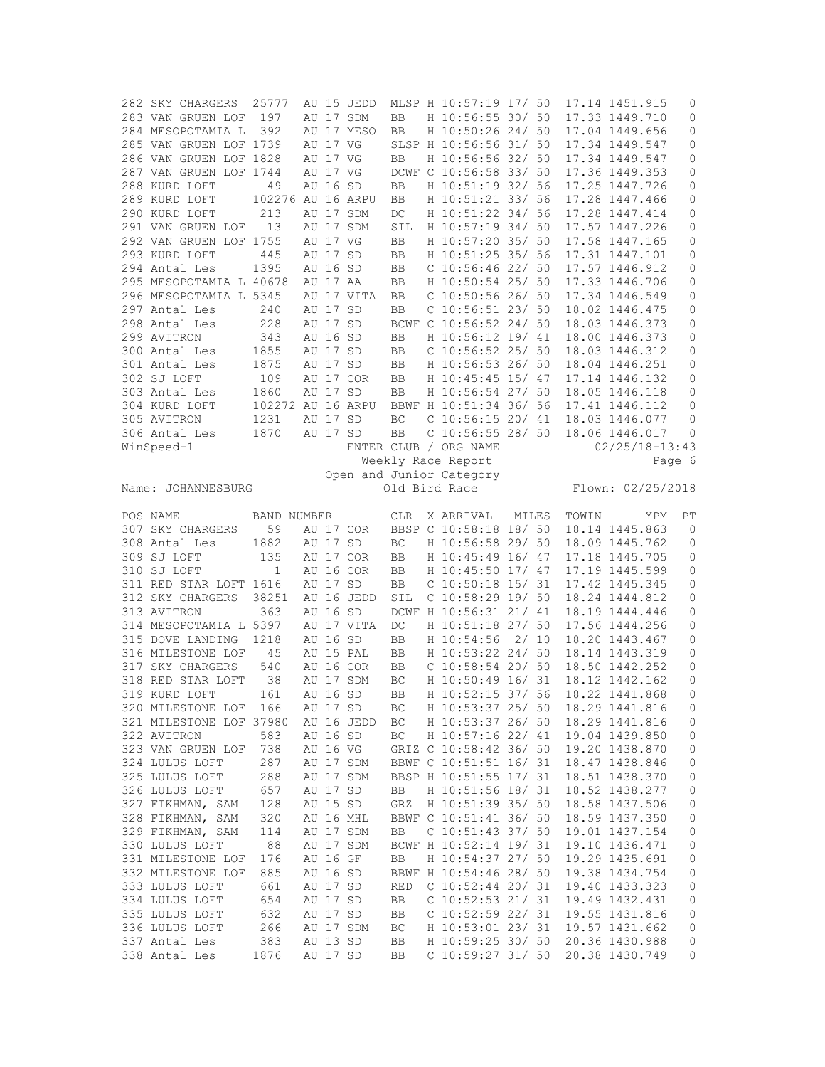| POS | NAME | BAND NUMBER | CLR | X | ARRIVAL | MILES | TOWIN | YPM | PT |
|---|---|---|---|---|---|---|---|---|---|
| 282 | SKY CHARGERS | 25777 AU 15 JEDD | MLSP | H | 10:57:19 | 17/ 50 | 17.14 | 1451.915 | 0 |
| 283 | VAN GRUEN LOF | 197 AU 17 SDM | BB | H | 10:56:55 | 30/ 50 | 17.33 | 1449.710 | 0 |
| 284 | MESOPOTAMIA L | 392 AU 17 MESO | BB | H | 10:50:26 | 24/ 50 | 17.04 | 1449.656 | 0 |
| 285 | VAN GRUEN LOF | 1739 AU 17 VG | SLSP | H | 10:56:56 | 31/ 50 | 17.34 | 1449.547 | 0 |
| 286 | VAN GRUEN LOF | 1828 AU 17 VG | BB | H | 10:56:56 | 32/ 50 | 17.34 | 1449.547 | 0 |
| 287 | VAN GRUEN LOF | 1744 AU 17 VG | DCWF | C | 10:56:58 | 33/ 50 | 17.36 | 1449.353 | 0 |
| 288 | KURD LOFT | 49 AU 16 SD | BB | H | 10:51:19 | 32/ 56 | 17.25 | 1447.726 | 0 |
| 289 | KURD LOFT | 102276 AU 16 ARPU | BB | H | 10:51:21 | 33/ 56 | 17.28 | 1447.466 | 0 |
| 290 | KURD LOFT | 213 AU 17 SDM | DC | H | 10:51:22 | 34/ 56 | 17.28 | 1447.414 | 0 |
| 291 | VAN GRUEN LOF | 13 AU 17 SDM | SIL | H | 10:57:19 | 34/ 50 | 17.57 | 1447.226 | 0 |
| 292 | VAN GRUEN LOF | 1755 AU 17 VG | BB | H | 10:57:20 | 35/ 50 | 17.58 | 1447.165 | 0 |
| 293 | KURD LOFT | 445 AU 17 SD | BB | H | 10:51:25 | 35/ 56 | 17.31 | 1447.101 | 0 |
| 294 | Antal Les | 1395 AU 16 SD | BB | C | 10:56:46 | 22/ 50 | 17.57 | 1446.912 | 0 |
| 295 | MESOPOTAMIA L | 40678 AU 17 AA | BB | H | 10:50:54 | 25/ 50 | 17.33 | 1446.706 | 0 |
| 296 | MESOPOTAMIA L | 5345 AU 17 VITA | BB | C | 10:50:56 | 26/ 50 | 17.34 | 1446.549 | 0 |
| 297 | Antal Les | 240 AU 17 SD | BB | C | 10:56:51 | 23/ 50 | 18.02 | 1446.475 | 0 |
| 298 | Antal Les | 228 AU 17 SD | BCWF | C | 10:56:52 | 24/ 50 | 18.03 | 1446.373 | 0 |
| 299 | AVITRON | 343 AU 16 SD | BB | H | 10:56:12 | 19/ 41 | 18.00 | 1446.373 | 0 |
| 300 | Antal Les | 1855 AU 17 SD | BB | C | 10:56:52 | 25/ 50 | 18.03 | 1446.312 | 0 |
| 301 | Antal Les | 1875 AU 17 SD | BB | H | 10:56:53 | 26/ 50 | 18.04 | 1446.251 | 0 |
| 302 | SJ LOFT | 109 AU 17 COR | BB | H | 10:45:45 | 15/ 47 | 17.14 | 1446.132 | 0 |
| 303 | Antal Les | 1860 AU 17 SD | BB | H | 10:56:54 | 27/ 50 | 18.05 | 1446.118 | 0 |
| 304 | KURD LOFT | 102272 AU 16 ARPU | BBWF | H | 10:51:34 | 36/ 56 | 17.41 | 1446.112 | 0 |
| 305 | AVITRON | 1231 AU 17 SD | BC | C | 10:56:15 | 20/ 41 | 18.03 | 1446.077 | 0 |
| 306 | Antal Les | 1870 AU 17 SD | BB | C | 10:56:55 | 28/ 50 | 18.06 | 1446.017 | 0 |

WinSpeed-1 ENTER CLUB / ORG NAME 02/25/18-13:43

Weekly Race Report

Open and Junior Category

Name: JOHANNESBURG Old Bird Race Flown: 02/25/2018

| POS | NAME | BAND NUMBER | CLR | X | ARRIVAL | MILES | TOWIN | YPM | PT |
|---|---|---|---|---|---|---|---|---|---|
| 307 | SKY CHARGERS | 59 AU 17 COR | BBSP | C | 10:58:18 | 18/ 50 | 18.14 | 1445.863 | 0 |
| 308 | Antal Les | 1882 AU 17 SD | BC | H | 10:56:58 | 29/ 50 | 18.09 | 1445.762 | 0 |
| 309 | SJ LOFT | 135 AU 17 COR | BB | H | 10:45:49 | 16/ 47 | 17.18 | 1445.705 | 0 |
| 310 | SJ LOFT | 1 AU 16 COR | BB | H | 10:45:50 | 17/ 47 | 17.19 | 1445.599 | 0 |
| 311 | RED STAR LOFT | 1616 AU 17 SD | BB | C | 10:50:18 | 15/ 31 | 17.42 | 1445.345 | 0 |
| 312 | SKY CHARGERS | 38251 AU 16 JEDD | SIL | C | 10:58:29 | 19/ 50 | 18.24 | 1444.812 | 0 |
| 313 | AVITRON | 363 AU 16 SD | DCWF | H | 10:56:31 | 21/ 41 | 18.19 | 1444.446 | 0 |
| 314 | MESOPOTAMIA L | 5397 AU 17 VITA | DC | H | 10:51:18 | 27/ 50 | 17.56 | 1444.256 | 0 |
| 315 | DOVE LANDING | 1218 AU 16 SD | BB | H | 10:54:56 | 2/ 10 | 18.20 | 1443.467 | 0 |
| 316 | MILESTONE LOF | 45 AU 15 PAL | BB | H | 10:53:22 | 24/ 50 | 18.14 | 1443.319 | 0 |
| 317 | SKY CHARGERS | 540 AU 16 COR | BB | C | 10:58:54 | 20/ 50 | 18.50 | 1442.252 | 0 |
| 318 | RED STAR LOFT | 38 AU 17 SDM | BC | H | 10:50:49 | 16/ 31 | 18.12 | 1442.162 | 0 |
| 319 | KURD LOFT | 161 AU 16 SD | BB | H | 10:52:15 | 37/ 56 | 18.22 | 1441.868 | 0 |
| 320 | MILESTONE LOF | 166 AU 17 SD | BC | H | 10:53:37 | 25/ 50 | 18.29 | 1441.816 | 0 |
| 321 | MILESTONE LOF | 37980 AU 16 JEDD | BC | H | 10:53:37 | 26/ 50 | 18.29 | 1441.816 | 0 |
| 322 | AVITRON | 583 AU 16 SD | BC | H | 10:57:16 | 22/ 41 | 19.04 | 1439.850 | 0 |
| 323 | VAN GRUEN LOF | 738 AU 16 VG | GRIZ | C | 10:58:42 | 36/ 50 | 19.20 | 1438.870 | 0 |
| 324 | LULUS LOFT | 287 AU 17 SDM | BBWF | C | 10:51:51 | 16/ 31 | 18.47 | 1438.846 | 0 |
| 325 | LULUS LOFT | 288 AU 17 SDM | BBSP | H | 10:51:55 | 17/ 31 | 18.51 | 1438.370 | 0 |
| 326 | LULUS LOFT | 657 AU 17 SD | BB | H | 10:51:56 | 18/ 31 | 18.52 | 1438.277 | 0 |
| 327 | FIKHMAN, SAM | 128 AU 15 SD | GRZ | H | 10:51:39 | 35/ 50 | 18.58 | 1437.506 | 0 |
| 328 | FIKHMAN, SAM | 320 AU 16 MHL | BBWF | C | 10:51:41 | 36/ 50 | 18.59 | 1437.350 | 0 |
| 329 | FIKHMAN, SAM | 114 AU 17 SDM | BB | C | 10:51:43 | 37/ 50 | 19.01 | 1437.154 | 0 |
| 330 | LULUS LOFT | 88 AU 17 SDM | BCWF | H | 10:52:14 | 19/ 31 | 19.10 | 1436.471 | 0 |
| 331 | MILESTONE LOF | 176 AU 16 GF | BB | H | 10:54:37 | 27/ 50 | 19.29 | 1435.691 | 0 |
| 332 | MILESTONE LOF | 885 AU 16 SD | BBWF | H | 10:54:46 | 28/ 50 | 19.38 | 1434.754 | 0 |
| 333 | LULUS LOFT | 661 AU 17 SD | RED | C | 10:52:44 | 20/ 31 | 19.40 | 1433.323 | 0 |
| 334 | LULUS LOFT | 654 AU 17 SD | BB | C | 10:52:53 | 21/ 31 | 19.49 | 1432.431 | 0 |
| 335 | LULUS LOFT | 632 AU 17 SD | BB | C | 10:52:59 | 22/ 31 | 19.55 | 1431.816 | 0 |
| 336 | LULUS LOFT | 266 AU 17 SDM | BC | H | 10:53:01 | 23/ 31 | 19.57 | 1431.662 | 0 |
| 337 | Antal Les | 383 AU 13 SD | BB | H | 10:59:25 | 30/ 50 | 20.36 | 1430.988 | 0 |
| 338 | Antal Les | 1876 AU 17 SD | BB | C | 10:59:27 | 31/ 50 | 20.38 | 1430.749 | 0 |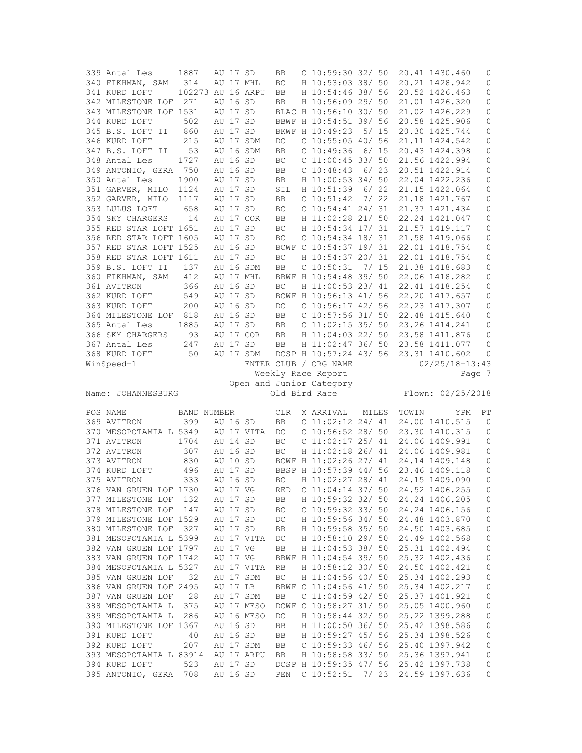| POS | NAME | BAND NUMBER | CLR | X | ARRIVAL | MILES | TOWIN | YPM | PT |
|---|---|---|---|---|---|---|---|---|---|
| 339 | Antal Les | 1887 AU 17 SD | BB | C | 10:59:30 | 32/ 50 | 20.41 | 1430.460 | 0 |
| 340 | FIKHMAN, SAM | 314 AU 17 MHL | BC | H | 10:53:03 | 38/ 50 | 20.21 | 1428.942 | 0 |
| 341 | KURD LOFT | 102273 AU 16 ARPU | BB | H | 10:54:46 | 38/ 56 | 20.52 | 1426.463 | 0 |
| 342 | MILESTONE LOF | 271 AU 16 SD | BB | H | 10:56:09 | 29/ 50 | 21.01 | 1426.320 | 0 |
| 343 | MILESTONE LOF | 1531 AU 17 SD | BLAC | H | 10:56:10 | 30/ 50 | 21.02 | 1426.229 | 0 |
| 344 | KURD LOFT | 502 AU 17 SD | BBWF | H | 10:54:51 | 39/ 56 | 20.58 | 1425.906 | 0 |
| 345 | B.S. LOFT II | 860 AU 17 SD | BKWF | H | 10:49:23 | 5/ 15 | 20.30 | 1425.744 | 0 |
| 346 | KURD LOFT | 215 AU 17 SDM | DC | C | 10:55:05 | 40/ 56 | 21.11 | 1424.542 | 0 |
| 347 | B.S. LOFT II | 53 AU 16 SDM | BB | C | 10:49:36 | 6/ 15 | 20.43 | 1424.398 | 0 |
| 348 | Antal Les | 1727 AU 16 SD | BC | C | 11:00:45 | 33/ 50 | 21.56 | 1422.994 | 0 |
| 349 | ANTONIO, GERA | 750 AU 16 SD | BB | C | 10:48:43 | 6/ 23 | 20.51 | 1422.914 | 0 |
| 350 | Antal Les | 1900 AU 17 SD | BB | H | 11:00:53 | 34/ 50 | 22.04 | 1422.236 | 0 |
| 351 | GARVER, MILO | 1124 AU 17 SD | SIL | H | 10:51:39 | 6/ 22 | 21.15 | 1422.064 | 0 |
| 352 | GARVER, MILO | 1117 AU 17 SD | BB | C | 10:51:42 | 7/ 22 | 21.18 | 1421.767 | 0 |
| 353 | LULUS LOFT | 658 AU 17 SD | BC | C | 10:54:41 | 24/ 31 | 21.37 | 1421.434 | 0 |
| 354 | SKY CHARGERS | 14 AU 17 COR | BB | H | 11:02:28 | 21/ 50 | 22.24 | 1421.047 | 0 |
| 355 | RED STAR LOFT | 1651 AU 17 SD | BC | H | 10:54:33 | 17/ 31 | 21.57 | 1419.117 | 0 |
| 356 | RED STAR LOFT | 1605 AU 17 SD | BC | C | 10:54:34 | 18/ 31 | 21.58 | 1419.066 | 0 |
| 357 | RED STAR LOFT | 1525 AU 16 SD | BCWF | C | 10:54:37 | 19/ 31 | 22.01 | 1418.754 | 0 |
| 358 | RED STAR LOFT | 1611 AU 17 SD | BC | H | 10:54:37 | 20/ 31 | 22.01 | 1418.754 | 0 |
| 359 | B.S. LOFT II | 137 AU 16 SDM | BB | C | 10:50:31 | 7/ 15 | 21.38 | 1418.683 | 0 |
| 360 | FIKHMAN, SAM | 412 AU 17 MHL | BBWF | H | 10:54:48 | 39/ 50 | 22.06 | 1418.282 | 0 |
| 361 | AVITRON | 366 AU 16 SD | BC | H | 11:00:53 | 23/ 41 | 22.41 | 1418.254 | 0 |
| 362 | KURD LOFT | 549 AU 17 SD | BCWF | H | 10:56:13 | 41/ 56 | 22.20 | 1417.657 | 0 |
| 363 | KURD LOFT | 200 AU 16 SD | DC | C | 10:56:17 | 42/ 56 | 22.23 | 1417.307 | 0 |
| 364 | MILESTONE LOF | 818 AU 16 SD | BB | C | 10:57:56 | 31/ 50 | 22.48 | 1415.640 | 0 |
| 365 | Antal Les | 1885 AU 17 SD | BB | C | 11:02:15 | 35/ 50 | 23.26 | 1414.241 | 0 |
| 366 | SKY CHARGERS | 93 AU 17 COR | BB | H | 11:04:03 | 22/ 50 | 23.58 | 1411.876 | 0 |
| 367 | Antal Les | 247 AU 17 SD | BB | H | 11:02:47 | 36/ 50 | 23.58 | 1411.077 | 0 |
| 368 | KURD LOFT | 50 AU 17 SDM | DCSP | H | 10:57:24 | 43/ 56 | 23.31 | 1410.602 | 0 |

WinSpeed-1 ENTER CLUB / ORG NAME 02/25/18-13:43

Weekly Race Report

Open and Junior Category

Name: JOHANNESBURG — Old Bird Race — Flown: 02/25/2018

| POS | NAME | BAND NUMBER | CLR | X | ARRIVAL | MILES | TOWIN | YPM | PT |
|---|---|---|---|---|---|---|---|---|---|
| 369 | AVITRON | 399 AU 16 SD | BB | C | 11:02:12 | 24/ 41 | 24.00 | 1410.515 | 0 |
| 370 | MESOPOTAMIA L | 5349 AU 17 VITA | DC | C | 10:56:52 | 28/ 50 | 23.30 | 1410.315 | 0 |
| 371 | AVITRON | 1704 AU 14 SD | BC | C | 11:02:17 | 25/ 41 | 24.06 | 1409.991 | 0 |
| 372 | AVITRON | 307 AU 16 SD | BC | H | 11:02:18 | 26/ 41 | 24.06 | 1409.981 | 0 |
| 373 | AVITRON | 830 AU 10 SD | BCWF | H | 11:02:26 | 27/ 41 | 24.14 | 1409.148 | 0 |
| 374 | KURD LOFT | 496 AU 17 SD | BBSP | H | 10:57:39 | 44/ 56 | 23.46 | 1409.118 | 0 |
| 375 | AVITRON | 333 AU 16 SD | BC | H | 11:02:27 | 28/ 41 | 24.15 | 1409.090 | 0 |
| 376 | VAN GRUEN LOF | 1730 AU 17 VG | RED | C | 11:04:14 | 37/ 50 | 24.52 | 1406.255 | 0 |
| 377 | MILESTONE LOF | 132 AU 17 SD | BB | H | 10:59:32 | 32/ 50 | 24.24 | 1406.205 | 0 |
| 378 | MILESTONE LOF | 147 AU 17 SD | BC | C | 10:59:32 | 33/ 50 | 24.24 | 1406.156 | 0 |
| 379 | MILESTONE LOF | 1529 AU 17 SD | DC | H | 10:59:56 | 34/ 50 | 24.48 | 1403.870 | 0 |
| 380 | MILESTONE LOF | 327 AU 17 SD | BB | H | 10:59:58 | 35/ 50 | 24.50 | 1403.685 | 0 |
| 381 | MESOPOTAMIA L | 5399 AU 17 VITA | DC | H | 10:58:10 | 29/ 50 | 24.49 | 1402.568 | 0 |
| 382 | VAN GRUEN LOF | 1797 AU 17 VG | BB | H | 11:04:53 | 38/ 50 | 25.31 | 1402.494 | 0 |
| 383 | VAN GRUEN LOF | 1742 AU 17 VG | BBWF | H | 11:04:54 | 39/ 50 | 25.32 | 1402.436 | 0 |
| 384 | MESOPOTAMIA L | 5327 AU 17 VITA | RB | H | 10:58:12 | 30/ 50 | 24.50 | 1402.421 | 0 |
| 385 | VAN GRUEN LOF | 32 AU 17 SDM | BC | H | 11:04:56 | 40/ 50 | 25.34 | 1402.293 | 0 |
| 386 | VAN GRUEN LOF | 2495 AU 17 LB | BBWF | C | 11:04:56 | 41/ 50 | 25.34 | 1402.217 | 0 |
| 387 | VAN GRUEN LOF | 28 AU 17 SDM | BB | C | 11:04:59 | 42/ 50 | 25.37 | 1401.921 | 0 |
| 388 | MESOPOTAMIA L | 375 AU 17 MESO | DCWF | C | 10:58:27 | 31/ 50 | 25.05 | 1400.960 | 0 |
| 389 | MESOPOTAMIA L | 286 AU 16 MESO | DC | H | 10:58:44 | 32/ 50 | 25.22 | 1399.288 | 0 |
| 390 | MILESTONE LOF | 1367 AU 16 SD | BB | H | 11:00:50 | 36/ 50 | 25.42 | 1398.586 | 0 |
| 391 | KURD LOFT | 40 AU 16 SD | BB | H | 10:59:27 | 45/ 56 | 25.34 | 1398.526 | 0 |
| 392 | KURD LOFT | 207 AU 17 SDM | BB | C | 10:59:33 | 46/ 56 | 25.40 | 1397.942 | 0 |
| 393 | MESOPOTAMIA L | 83914 AU 17 ARPU | BB | H | 10:58:58 | 33/ 50 | 25.36 | 1397.941 | 0 |
| 394 | KURD LOFT | 523 AU 17 SD | DCSP | H | 10:59:35 | 47/ 56 | 25.42 | 1397.738 | 0 |
| 395 | ANTONIO, GERA | 708 AU 16 SD | PEN | C | 10:52:51 | 7/ 23 | 24.59 | 1397.636 | 0 |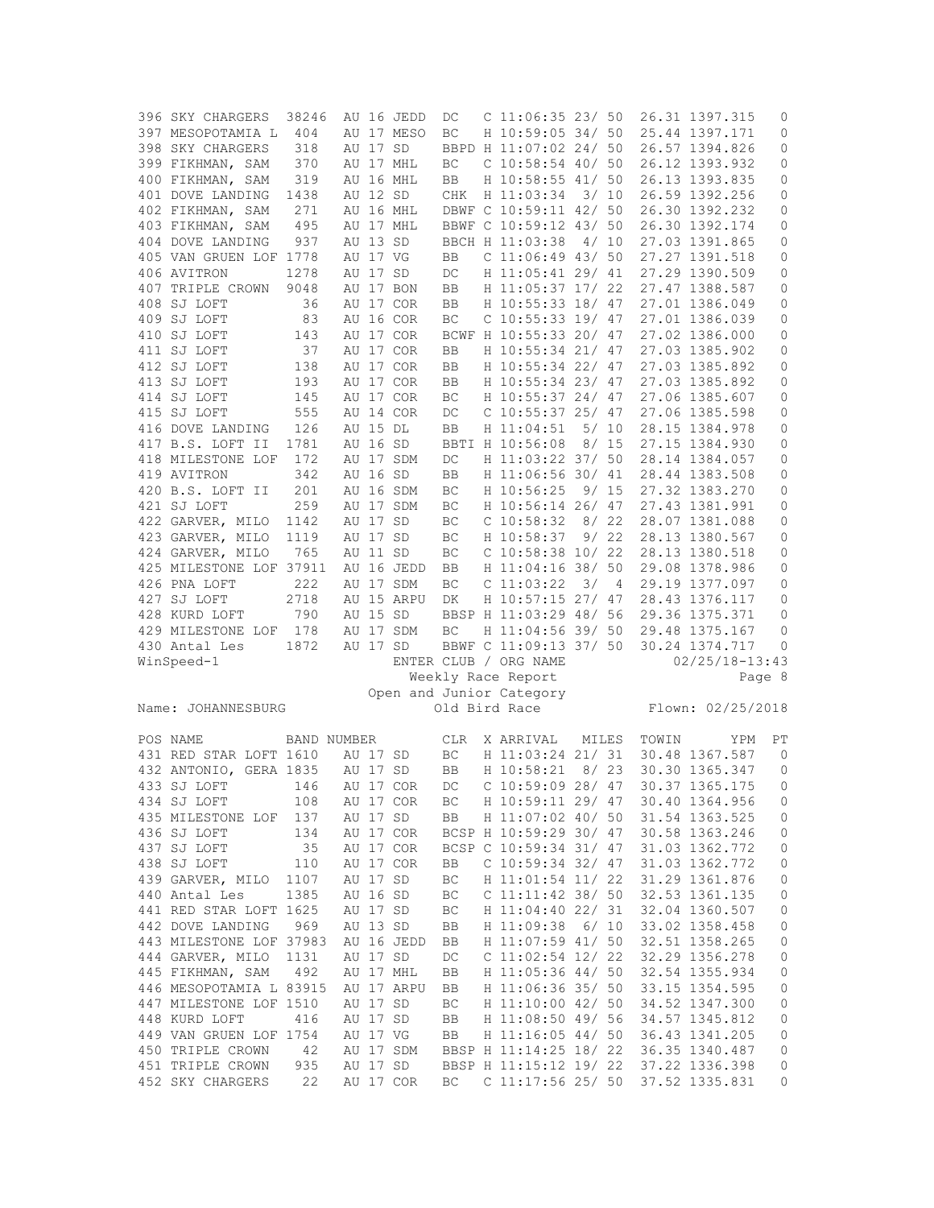| POS | NAME | BAND NUMBER | | | CLR | X | ARRIVAL | MILES | TOWIN | YPM | PT |
|---|---|---|---|---|---|---|---|---|---|---|---|
| 396 | SKY CHARGERS | 38246 | AU 16 | JEDD | DC | C | 11:06:35 | 23/ 50 | 26.31 | 1397.315 | 0 |
| 397 | MESOPOTAMIA L | 404 | AU 17 | MESO | BC | H | 10:59:05 | 34/ 50 | 25.44 | 1397.171 | 0 |
| 398 | SKY CHARGERS | 318 | AU 17 | SD | BBPD | H | 11:07:02 | 24/ 50 | 26.57 | 1394.826 | 0 |
| 399 | FIKHMAN, SAM | 370 | AU 17 | MHL | BC | C | 10:58:54 | 40/ 50 | 26.12 | 1393.932 | 0 |
| 400 | FIKHMAN, SAM | 319 | AU 16 | MHL | BB | H | 10:58:55 | 41/ 50 | 26.13 | 1393.835 | 0 |
| 401 | DOVE LANDING | 1438 | AU 12 | SD | CHK | H | 11:03:34 | 3/ 10 | 26.59 | 1392.256 | 0 |
| 402 | FIKHMAN, SAM | 271 | AU 16 | MHL | DBWF | C | 10:59:11 | 42/ 50 | 26.30 | 1392.232 | 0 |
| 403 | FIKHMAN, SAM | 495 | AU 17 | MHL | BBWF | C | 10:59:12 | 43/ 50 | 26.30 | 1392.174 | 0 |
| 404 | DOVE LANDING | 937 | AU 13 | SD | BBCH | H | 11:03:38 | 4/ 10 | 27.03 | 1391.865 | 0 |
| 405 | VAN GRUEN LOF | 1778 | AU 17 | VG | BB | C | 11:06:49 | 43/ 50 | 27.27 | 1391.518 | 0 |
| 406 | AVITRON | 1278 | AU 17 | SD | DC | H | 11:05:41 | 29/ 41 | 27.29 | 1390.509 | 0 |
| 407 | TRIPLE CROWN | 9048 | AU 17 | BON | BB | H | 11:05:37 | 17/ 22 | 27.47 | 1388.587 | 0 |
| 408 | SJ LOFT | 36 | AU 17 | COR | BB | H | 10:55:33 | 18/ 47 | 27.01 | 1386.049 | 0 |
| 409 | SJ LOFT | 83 | AU 16 | COR | BC | C | 10:55:33 | 19/ 47 | 27.01 | 1386.039 | 0 |
| 410 | SJ LOFT | 143 | AU 17 | COR | BCWF | H | 10:55:33 | 20/ 47 | 27.02 | 1386.000 | 0 |
| 411 | SJ LOFT | 37 | AU 17 | COR | BB | H | 10:55:34 | 21/ 47 | 27.03 | 1385.902 | 0 |
| 412 | SJ LOFT | 138 | AU 17 | COR | BB | H | 10:55:34 | 22/ 47 | 27.03 | 1385.892 | 0 |
| 413 | SJ LOFT | 193 | AU 17 | COR | BB | H | 10:55:34 | 23/ 47 | 27.03 | 1385.892 | 0 |
| 414 | SJ LOFT | 145 | AU 17 | COR | BC | H | 10:55:37 | 24/ 47 | 27.06 | 1385.607 | 0 |
| 415 | SJ LOFT | 555 | AU 14 | COR | DC | C | 10:55:37 | 25/ 47 | 27.06 | 1385.598 | 0 |
| 416 | DOVE LANDING | 126 | AU 15 | DL | BB | H | 11:04:51 | 5/ 10 | 28.15 | 1384.978 | 0 |
| 417 | B.S. LOFT II | 1781 | AU 16 | SD | BBTI | H | 10:56:08 | 8/ 15 | 27.15 | 1384.930 | 0 |
| 418 | MILESTONE LOF | 172 | AU 17 | SDM | DC | H | 11:03:22 | 37/ 50 | 28.14 | 1384.057 | 0 |
| 419 | AVITRON | 342 | AU 16 | SD | BB | H | 11:06:56 | 30/ 41 | 28.44 | 1383.508 | 0 |
| 420 | B.S. LOFT II | 201 | AU 16 | SDM | BC | H | 10:56:25 | 9/ 15 | 27.32 | 1383.270 | 0 |
| 421 | SJ LOFT | 259 | AU 17 | SDM | BC | H | 10:56:14 | 26/ 47 | 27.43 | 1381.991 | 0 |
| 422 | GARVER, MILO | 1142 | AU 17 | SD | BC | C | 10:58:32 | 8/ 22 | 28.07 | 1381.088 | 0 |
| 423 | GARVER, MILO | 1119 | AU 17 | SD | BC | H | 10:58:37 | 9/ 22 | 28.13 | 1380.567 | 0 |
| 424 | GARVER, MILO | 765 | AU 11 | SD | BC | C | 10:58:38 | 10/ 22 | 28.13 | 1380.518 | 0 |
| 425 | MILESTONE LOF | 37911 | AU 16 | JEDD | BB | H | 11:04:16 | 38/ 50 | 29.08 | 1378.986 | 0 |
| 426 | PNA LOFT | 222 | AU 17 | SDM | BC | C | 11:03:22 | 3/ 4 | 29.19 | 1377.097 | 0 |
| 427 | SJ LOFT | 2718 | AU 15 | ARPU | DK | H | 10:57:15 | 27/ 47 | 28.43 | 1376.117 | 0 |
| 428 | KURD LOFT | 790 | AU 15 | SD | BBSP | H | 11:03:29 | 48/ 56 | 29.36 | 1375.371 | 0 |
| 429 | MILESTONE LOF | 178 | AU 17 | SDM | BC | H | 11:04:56 | 39/ 50 | 29.48 | 1375.167 | 0 |
| 430 | Antal Les | 1872 | AU 17 | SD | BBWF | C | 11:09:13 | 37/ 50 | 30.24 | 1374.717 | 0 |

WinSpeed-1 — ENTER CLUB / ORG NAME — 02/25/18-13:43

Weekly Race Report — Page 8

Open and Junior Category

Name: JOHANNESBURG — Old Bird Race — Flown: 02/25/2018

| POS | NAME | BAND NUMBER | | | CLR | X | ARRIVAL | MILES | TOWIN | YPM | PT |
|---|---|---|---|---|---|---|---|---|---|---|---|
| 431 | RED STAR LOFT | 1610 | AU 17 | SD | BC | H | 11:03:24 | 21/ 31 | 30.48 | 1367.587 | 0 |
| 432 | ANTONIO, GERA | 1835 | AU 17 | SD | BB | H | 10:58:21 | 8/ 23 | 30.30 | 1365.347 | 0 |
| 433 | SJ LOFT | 146 | AU 17 | COR | DC | C | 10:59:09 | 28/ 47 | 30.37 | 1365.175 | 0 |
| 434 | SJ LOFT | 108 | AU 17 | COR | BC | H | 10:59:11 | 29/ 47 | 30.40 | 1364.956 | 0 |
| 435 | MILESTONE LOF | 137 | AU 17 | SD | BB | H | 11:07:02 | 40/ 50 | 31.54 | 1363.525 | 0 |
| 436 | SJ LOFT | 134 | AU 17 | COR | BCSP | H | 10:59:29 | 30/ 47 | 30.58 | 1363.246 | 0 |
| 437 | SJ LOFT | 35 | AU 17 | COR | BCSP | C | 10:59:34 | 31/ 47 | 31.03 | 1362.772 | 0 |
| 438 | SJ LOFT | 110 | AU 17 | COR | BB | C | 10:59:34 | 32/ 47 | 31.03 | 1362.772 | 0 |
| 439 | GARVER, MILO | 1107 | AU 17 | SD | BC | H | 11:01:54 | 11/ 22 | 31.29 | 1361.876 | 0 |
| 440 | Antal Les | 1385 | AU 16 | SD | BC | C | 11:11:42 | 38/ 50 | 32.53 | 1361.135 | 0 |
| 441 | RED STAR LOFT | 1625 | AU 17 | SD | BC | H | 11:04:40 | 22/ 31 | 32.04 | 1360.507 | 0 |
| 442 | DOVE LANDING | 969 | AU 13 | SD | BB | H | 11:09:38 | 6/ 10 | 33.02 | 1358.458 | 0 |
| 443 | MILESTONE LOF | 37983 | AU 16 | JEDD | BB | H | 11:07:59 | 41/ 50 | 32.51 | 1358.265 | 0 |
| 444 | GARVER, MILO | 1131 | AU 17 | SD | DC | C | 11:02:54 | 12/ 22 | 32.29 | 1356.278 | 0 |
| 445 | FIKHMAN, SAM | 492 | AU 17 | MHL | BB | H | 11:05:36 | 44/ 50 | 32.54 | 1355.934 | 0 |
| 446 | MESOPOTAMIA L | 83915 | AU 17 | ARPU | BB | H | 11:06:36 | 35/ 50 | 33.15 | 1354.595 | 0 |
| 447 | MILESTONE LOF | 1510 | AU 17 | SD | BC | H | 11:10:00 | 42/ 50 | 34.52 | 1347.300 | 0 |
| 448 | KURD LOFT | 416 | AU 17 | SD | BB | H | 11:08:50 | 49/ 56 | 34.57 | 1345.812 | 0 |
| 449 | VAN GRUEN LOF | 1754 | AU 17 | VG | BB | H | 11:16:05 | 44/ 50 | 36.43 | 1341.205 | 0 |
| 450 | TRIPLE CROWN | 42 | AU 17 | SDM | BBSP | H | 11:14:25 | 18/ 22 | 36.35 | 1340.487 | 0 |
| 451 | TRIPLE CROWN | 935 | AU 17 | SD | BBSP | H | 11:15:12 | 19/ 22 | 37.22 | 1336.398 | 0 |
| 452 | SKY CHARGERS | 22 | AU 17 | COR | BC | C | 11:17:56 | 25/ 50 | 37.52 | 1335.831 | 0 |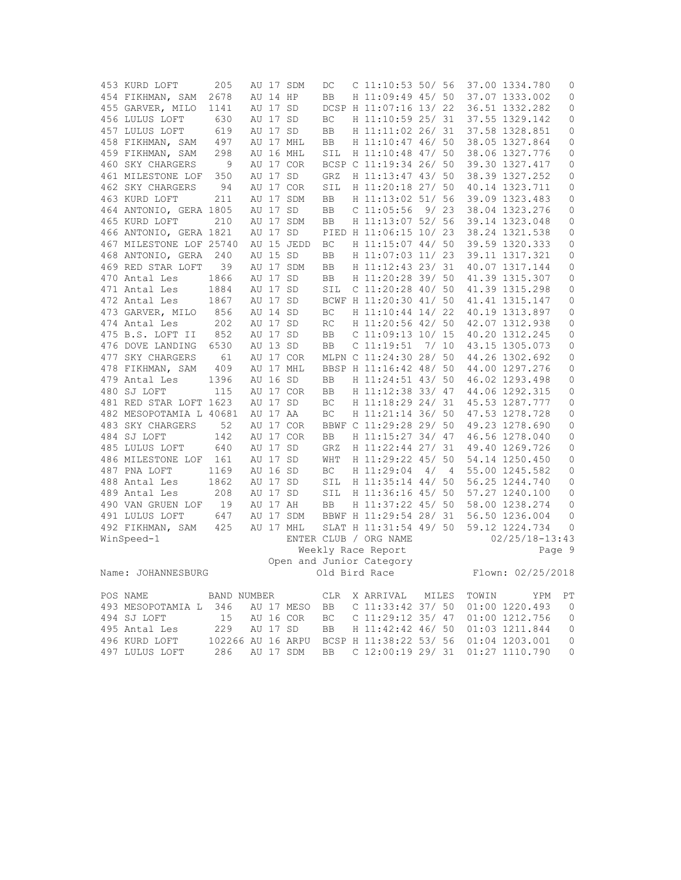| POS | NAME | BAND NUMBER | | | CLR | X | ARRIVAL | MILES | TOWIN | YPM | PT |
|---|---|---|---|---|---|---|---|---|---|---|---|
| 453 | KURD LOFT | 205 | AU 17 | SDM | DC | C | 11:10:53 | 50/ 56 | 37.00 | 1334.780 | 0 |
| 454 | FIKHMAN, SAM | 2678 | AU 14 | HP | BB | H | 11:09:49 | 45/ 50 | 37.07 | 1333.002 | 0 |
| 455 | GARVER, MILO | 1141 | AU 17 | SD | DCSP | H | 11:07:16 | 13/ 22 | 36.51 | 1332.282 | 0 |
| 456 | LULUS LOFT | 630 | AU 17 | SD | BC | H | 11:10:59 | 25/ 31 | 37.55 | 1329.142 | 0 |
| 457 | LULUS LOFT | 619 | AU 17 | SD | BB | H | 11:11:02 | 26/ 31 | 37.58 | 1328.851 | 0 |
| 458 | FIKHMAN, SAM | 497 | AU 17 | MHL | BB | H | 11:10:47 | 46/ 50 | 38.05 | 1327.864 | 0 |
| 459 | FIKHMAN, SAM | 298 | AU 16 | MHL | SIL | H | 11:10:48 | 47/ 50 | 38.06 | 1327.776 | 0 |
| 460 | SKY CHARGERS | 9 | AU 17 | COR | BCSP | C | 11:19:34 | 26/ 50 | 39.30 | 1327.417 | 0 |
| 461 | MILESTONE LOF | 350 | AU 17 | SD | GRZ | H | 11:13:47 | 43/ 50 | 38.39 | 1327.252 | 0 |
| 462 | SKY CHARGERS | 94 | AU 17 | COR | SIL | H | 11:20:18 | 27/ 50 | 40.14 | 1323.711 | 0 |
| 463 | KURD LOFT | 211 | AU 17 | SDM | BB | H | 11:13:02 | 51/ 56 | 39.09 | 1323.483 | 0 |
| 464 | ANTONIO, GERA | 1805 | AU 17 | SD | BB | C | 11:05:56 | 9/ 23 | 38.04 | 1323.276 | 0 |
| 465 | KURD LOFT | 210 | AU 17 | SDM | BB | H | 11:13:07 | 52/ 56 | 39.14 | 1323.048 | 0 |
| 466 | ANTONIO, GERA | 1821 | AU 17 | SD | PIED | H | 11:06:15 | 10/ 23 | 38.24 | 1321.538 | 0 |
| 467 | MILESTONE LOF | 25740 | AU 15 | JEDD | BC | H | 11:15:07 | 44/ 50 | 39.59 | 1320.333 | 0 |
| 468 | ANTONIO, GERA | 240 | AU 15 | SD | BB | H | 11:07:03 | 11/ 23 | 39.11 | 1317.321 | 0 |
| 469 | RED STAR LOFT | 39 | AU 17 | SDM | BB | H | 11:12:43 | 23/ 31 | 40.07 | 1317.144 | 0 |
| 470 | Antal Les | 1866 | AU 17 | SD | BB | H | 11:20:28 | 39/ 50 | 41.39 | 1315.307 | 0 |
| 471 | Antal Les | 1884 | AU 17 | SD | SIL | C | 11:20:28 | 40/ 50 | 41.39 | 1315.298 | 0 |
| 472 | Antal Les | 1867 | AU 17 | SD | BCWF | H | 11:20:30 | 41/ 50 | 41.41 | 1315.147 | 0 |
| 473 | GARVER, MILO | 856 | AU 14 | SD | BC | H | 11:10:44 | 14/ 22 | 40.19 | 1313.897 | 0 |
| 474 | Antal Les | 202 | AU 17 | SD | RC | H | 11:20:56 | 42/ 50 | 42.07 | 1312.938 | 0 |
| 475 | B.S. LOFT II | 852 | AU 17 | SD | BB | C | 11:09:13 | 10/ 15 | 40.20 | 1312.245 | 0 |
| 476 | DOVE LANDING | 6530 | AU 13 | SD | BB | C | 11:19:51 | 7/ 10 | 43.15 | 1305.073 | 0 |
| 477 | SKY CHARGERS | 61 | AU 17 | COR | MLPN | C | 11:24:30 | 28/ 50 | 44.26 | 1302.692 | 0 |
| 478 | FIKHMAN, SAM | 409 | AU 17 | MHL | BBSP | H | 11:16:42 | 48/ 50 | 44.00 | 1297.276 | 0 |
| 479 | Antal Les | 1396 | AU 16 | SD | BB | H | 11:24:51 | 43/ 50 | 46.02 | 1293.498 | 0 |
| 480 | SJ LOFT | 115 | AU 17 | COR | BB | H | 11:12:38 | 33/ 47 | 44.06 | 1292.315 | 0 |
| 481 | RED STAR LOFT | 1623 | AU 17 | SD | BC | H | 11:18:29 | 24/ 31 | 45.53 | 1287.777 | 0 |
| 482 | MESOPOTAMIA L | 40681 | AU 17 | AA | BC | H | 11:21:14 | 36/ 50 | 47.53 | 1278.728 | 0 |
| 483 | SKY CHARGERS | 52 | AU 17 | COR | BBWF | C | 11:29:28 | 29/ 50 | 49.23 | 1278.690 | 0 |
| 484 | SJ LOFT | 142 | AU 17 | COR | BB | H | 11:15:27 | 34/ 47 | 46.56 | 1278.040 | 0 |
| 485 | LULUS LOFT | 640 | AU 17 | SD | GRZ | H | 11:22:44 | 27/ 31 | 49.40 | 1269.726 | 0 |
| 486 | MILESTONE LOF | 161 | AU 17 | SD | WHT | H | 11:29:22 | 45/ 50 | 54.14 | 1250.450 | 0 |
| 487 | PNA LOFT | 1169 | AU 16 | SD | BC | H | 11:29:04 | 4/ 4 | 55.00 | 1245.582 | 0 |
| 488 | Antal Les | 1862 | AU 17 | SD | SIL | H | 11:35:14 | 44/ 50 | 56.25 | 1244.740 | 0 |
| 489 | Antal Les | 208 | AU 17 | SD | SIL | H | 11:36:16 | 45/ 50 | 57.27 | 1240.100 | 0 |
| 490 | VAN GRUEN LOF | 19 | AU 17 | AH | BB | H | 11:37:22 | 45/ 50 | 58.00 | 1238.274 | 0 |
| 491 | LULUS LOFT | 647 | AU 17 | SDM | BBWF | H | 11:29:54 | 28/ 31 | 56.50 | 1236.004 | 0 |
| 492 | FIKHMAN, SAM | 425 | AU 17 | MHL | SLAT | H | 11:31:54 | 49/ 50 | 59.12 | 1224.734 | 0 |

WinSpeed-1 ENTER CLUB / ORG NAME 02/25/18-13:43

Weekly Race Report

Open and Junior Category

Name: JOHANNESBURG Old Bird Race Flown: 02/25/2018

| POS | NAME | BAND NUMBER | | | CLR | X | ARRIVAL | MILES | TOWIN | YPM | PT |
|---|---|---|---|---|---|---|---|---|---|---|---|
| 493 | MESOPOTAMIA L | 346 | AU 17 | MESO | BB | C | 11:33:42 | 37/ 50 | 01:00 | 1220.493 | 0 |
| 494 | SJ LOFT | 15 | AU 16 | COR | BC | C | 11:29:12 | 35/ 47 | 01:00 | 1212.756 | 0 |
| 495 | Antal Les | 229 | AU 17 | SD | BB | H | 11:42:42 | 46/ 50 | 01:03 | 1211.844 | 0 |
| 496 | KURD LOFT | 102266 | AU 16 | ARPU | BCSP | H | 11:38:22 | 53/ 56 | 01:04 | 1203.001 | 0 |
| 497 | LULUS LOFT | 286 | AU 17 | SDM | BB | C | 12:00:19 | 29/ 31 | 01:27 | 1110.790 | 0 |